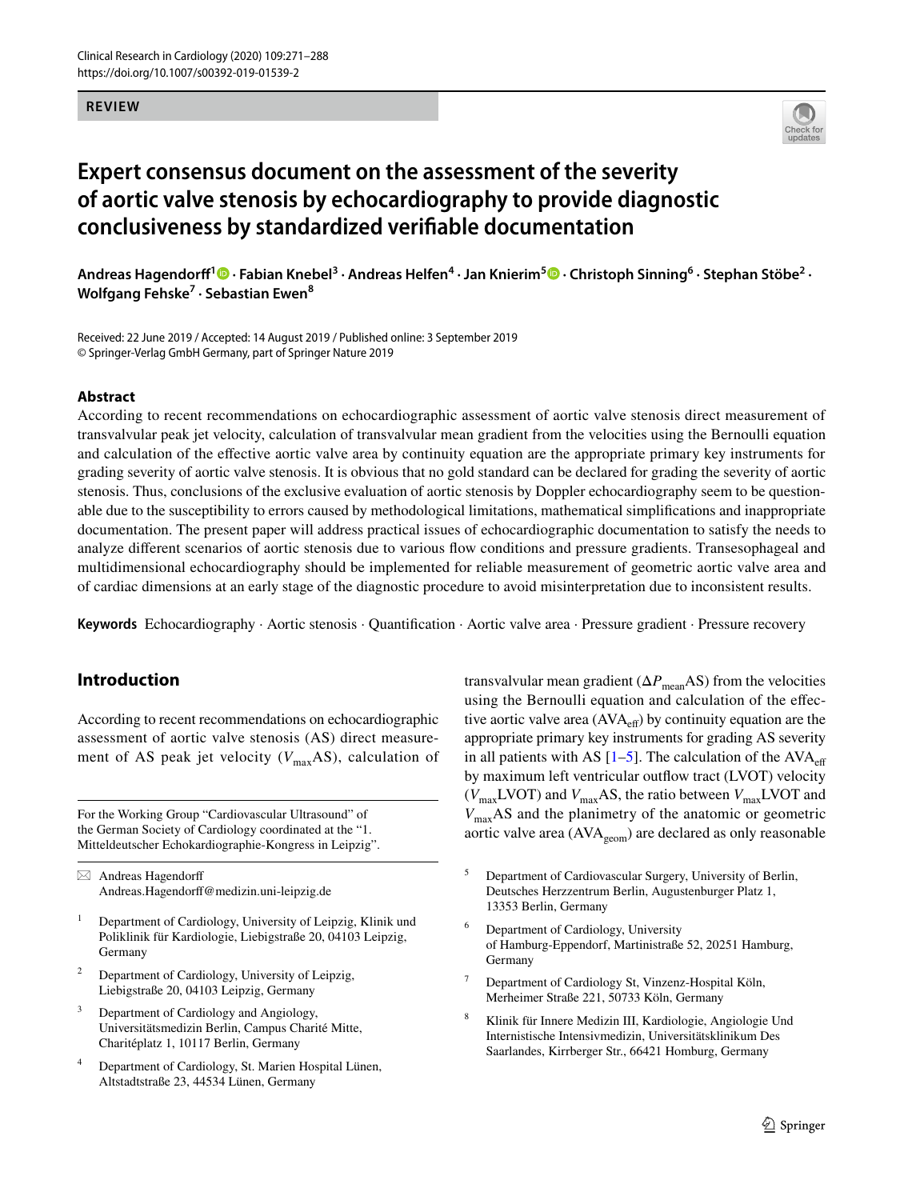**REVIEW**

# Expert consensus document on the assessment of the severity of aortic valve stenosis by echocardiography to provide diagnostic conclusiveness by standardized verifiable documentation

**Andreas Hagendorff[1] · Fabian Knebel[3] · Andreas Helfen[4] · Jan Knierim[5] · Christoph Sinning[6] · Stephan Stöbe[2] · Wolfgang Fehske[7] · Sebastian Ewen[8]**

Received: 22 June 2019 / Accepted: 14 August 2019 / Published online: 3 September 2019
© Springer-Verlag GmbH Germany, part of Springer Nature 2019

## Abstract

According to recent recommendations on echocardiographic assessment of aortic valve stenosis direct measurement of transvalvular peak jet velocity, calculation of transvalvular mean gradient from the velocities using the Bernoulli equation and calculation of the effective aortic valve area by continuity equation are the appropriate primary key instruments for grading severity of aortic valve stenosis. It is obvious that no gold standard can be declared for grading the severity of aortic stenosis. Thus, conclusions of the exclusive evaluation of aortic stenosis by Doppler echocardiography seem to be questionable due to the susceptibility to errors caused by methodological limitations, mathematical simplifications and inappropriate documentation. The present paper will address practical issues of echocardiographic documentation to satisfy the needs to analyze different scenarios of aortic stenosis due to various flow conditions and pressure gradients. Transesophageal and multidimensional echocardiography should be implemented for reliable measurement of geometric aortic valve area and of cardiac dimensions at an early stage of the diagnostic procedure to avoid misinterpretation due to inconsistent results.

**Keywords** Echocardiography · Aortic stenosis · Quantification · Aortic valve area · Pressure gradient · Pressure recovery

## Introduction

According to recent recommendations on echocardiographic assessment of aortic valve stenosis (AS) direct measurement of AS peak jet velocity ($V_{max}$AS), calculation of transvalvular mean gradient ($\Delta P_{mean}$AS) from the velocities using the Bernoulli equation and calculation of the effective aortic valve area ($AVA_{eff}$) by continuity equation are the appropriate primary key instruments for grading AS severity in all patients with AS [1–5]. The calculation of the $AVA_{eff}$ by maximum left ventricular outflow tract (LVOT) velocity ($V_{max}$LVOT) and $V_{max}$AS, the ratio between $V_{max}$LVOT and $V_{max}$AS and the planimetry of the anatomic or geometric aortic valve area ($AVA_{geom}$) are declared as only reasonable

For the Working Group "Cardiovascular Ultrasound" of the German Society of Cardiology coordinated at the "1. Mitteldeutscher Echokardiographie-Kongress in Leipzig".

✉ Andreas Hagendorff
Andreas.Hagendorff@medizin.uni-leipzig.de

1 Department of Cardiology, University of Leipzig, Klinik und Poliklinik für Kardiologie, Liebigstraße 20, 04103 Leipzig, Germany

2 Department of Cardiology, University of Leipzig, Liebigstraße 20, 04103 Leipzig, Germany

3 Department of Cardiology and Angiology, Universitätsmedizin Berlin, Campus Charité Mitte, Charitéplatz 1, 10117 Berlin, Germany

4 Department of Cardiology, St. Marien Hospital Lünen, Altstadtstraße 23, 44534 Lünen, Germany

5 Department of Cardiovascular Surgery, University of Berlin, Deutsches Herzzentrum Berlin, Augustenburger Platz 1, 13353 Berlin, Germany

6 Department of Cardiology, University of Hamburg-Eppendorf, Martinistraße 52, 20251 Hamburg, Germany

7 Department of Cardiology St, Vinzenz-Hospital Köln, Merheimer Straße 221, 50733 Köln, Germany

8 Klinik für Innere Medizin III, Kardiologie, Angiologie Und Internistische Intensivmedizin, Universitätsklinikum Des Saarlandes, Kirrberger Str., 66421 Homburg, Germany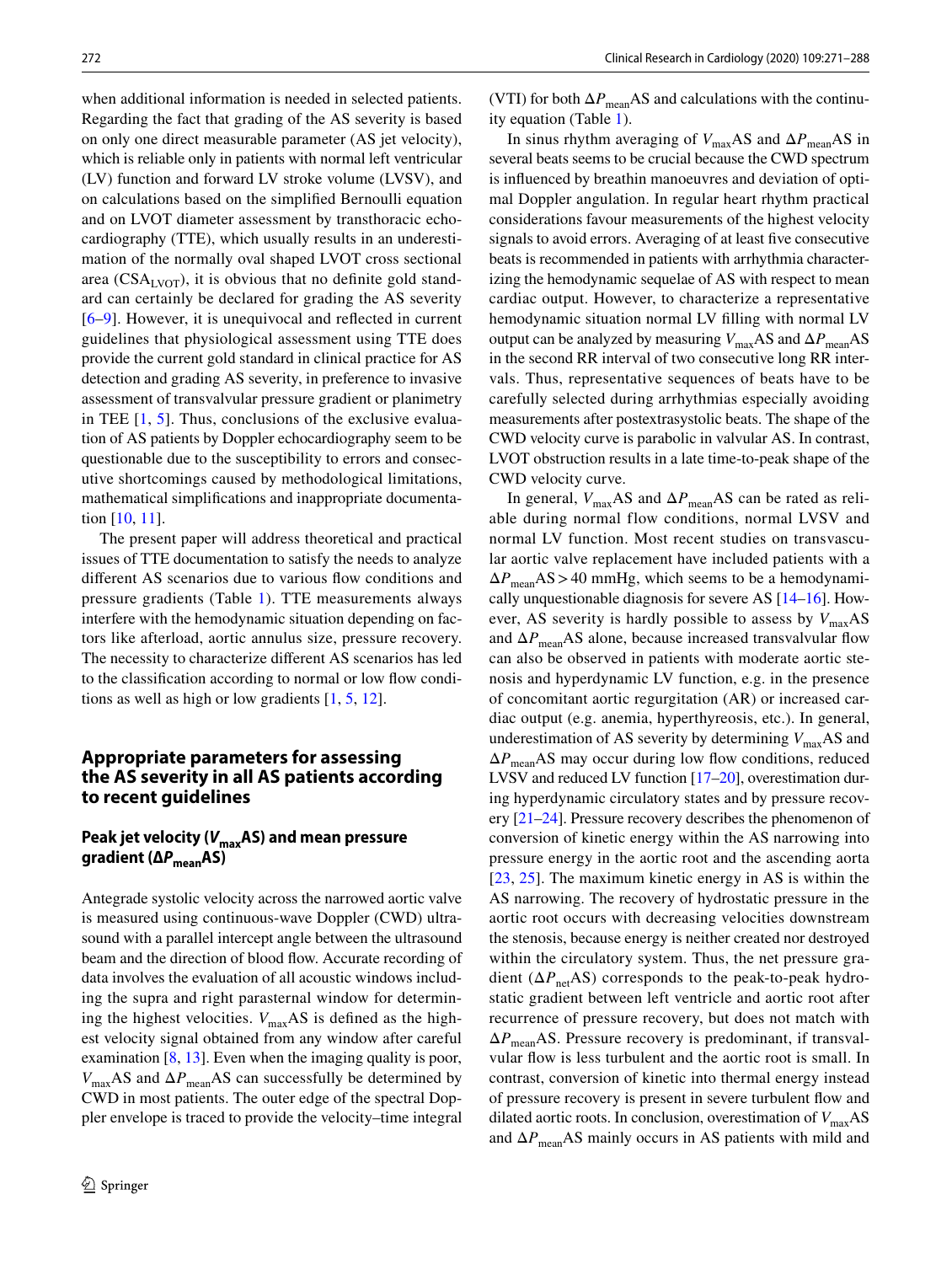when additional information is needed in selected patients. Regarding the fact that grading of the AS severity is based on only one direct measurable parameter (AS jet velocity), which is reliable only in patients with normal left ventricular (LV) function and forward LV stroke volume (LVSV), and on calculations based on the simplified Bernoulli equation and on LVOT diameter assessment by transthoracic echocardiography (TTE), which usually results in an underestimation of the normally oval shaped LVOT cross sectional area ($CSA_{LVOT}$), it is obvious that no definite gold standard can certainly be declared for grading the AS severity [6–9]. However, it is unequivocal and reflected in current guidelines that physiological assessment using TTE does provide the current gold standard in clinical practice for AS detection and grading AS severity, in preference to invasive assessment of transvalvular pressure gradient or planimetry in TEE [1, 5]. Thus, conclusions of the exclusive evaluation of AS patients by Doppler echocardiography seem to be questionable due to the susceptibility to errors and consecutive shortcomings caused by methodological limitations, mathematical simplifications and inappropriate documentation [10, 11].

The present paper will address theoretical and practical issues of TTE documentation to satisfy the needs to analyze different AS scenarios due to various flow conditions and pressure gradients (Table 1). TTE measurements always interfere with the hemodynamic situation depending on factors like afterload, aortic annulus size, pressure recovery. The necessity to characterize different AS scenarios has led to the classification according to normal or low flow conditions as well as high or low gradients [1, 5, 12].

## Appropriate parameters for assessing the AS severity in all AS patients according to recent guidelines

### Peak jet velocity ($V_{max}$AS) and mean pressure gradient ($\Delta P_{mean}$AS)

Antegrade systolic velocity across the narrowed aortic valve is measured using continuous-wave Doppler (CWD) ultrasound with a parallel intercept angle between the ultrasound beam and the direction of blood flow. Accurate recording of data involves the evaluation of all acoustic windows including the supra and right parasternal window for determining the highest velocities. $V_{max}$AS is defined as the highest velocity signal obtained from any window after careful examination [8, 13]. Even when the imaging quality is poor, $V_{max}$AS and $\Delta P_{mean}$AS can successfully be determined by CWD in most patients. The outer edge of the spectral Doppler envelope is traced to provide the velocity–time integral (VTI) for both $\Delta P_{mean}$AS and calculations with the continuity equation (Table 1).

In sinus rhythm averaging of $V_{max}$AS and $\Delta P_{mean}$AS in several beats seems to be crucial because the CWD spectrum is influenced by breathin manoeuvres and deviation of optimal Doppler angulation. In regular heart rhythm practical considerations favour measurements of the highest velocity signals to avoid errors. Averaging of at least five consecutive beats is recommended in patients with arrhythmia characterizing the hemodynamic sequelae of AS with respect to mean cardiac output. However, to characterize a representative hemodynamic situation normal LV filling with normal LV output can be analyzed by measuring $V_{max}$AS and $\Delta P_{mean}$AS in the second RR interval of two consecutive long RR intervals. Thus, representative sequences of beats have to be carefully selected during arrhythmias especially avoiding measurements after postextrasystolic beats. The shape of the CWD velocity curve is parabolic in valvular AS. In contrast, LVOT obstruction results in a late time-to-peak shape of the CWD velocity curve.

In general, $V_{max}$AS and $\Delta P_{mean}$AS can be rated as reliable during normal flow conditions, normal LVSV and normal LV function. Most recent studies on transvascular aortic valve replacement have included patients with a $\Delta P_{mean}$AS > 40 mmHg, which seems to be a hemodynamically unquestionable diagnosis for severe AS [14–16]. However, AS severity is hardly possible to assess by $V_{max}$AS and $\Delta P_{mean}$AS alone, because increased transvalvular flow can also be observed in patients with moderate aortic stenosis and hyperdynamic LV function, e.g. in the presence of concomitant aortic regurgitation (AR) or increased cardiac output (e.g. anemia, hyperthyreosis, etc.). In general, underestimation of AS severity by determining $V_{max}$AS and $\Delta P_{mean}$AS may occur during low flow conditions, reduced LVSV and reduced LV function [17–20], overestimation during hyperdynamic circulatory states and by pressure recovery [21–24]. Pressure recovery describes the phenomenon of conversion of kinetic energy within the AS narrowing into pressure energy in the aortic root and the ascending aorta [23, 25]. The maximum kinetic energy in AS is within the AS narrowing. The recovery of hydrostatic pressure in the aortic root occurs with decreasing velocities downstream the stenosis, because energy is neither created nor destroyed within the circulatory system. Thus, the net pressure gradient ($\Delta P_{net}$AS) corresponds to the peak-to-peak hydrostatic gradient between left ventricle and aortic root after recurrence of pressure recovery, but does not match with $\Delta P_{mean}$AS. Pressure recovery is predominant, if transvalvular flow is less turbulent and the aortic root is small. In contrast, conversion of kinetic into thermal energy instead of pressure recovery is present in severe turbulent flow and dilated aortic roots. In conclusion, overestimation of $V_{max}$AS and $\Delta P_{mean}$AS mainly occurs in AS patients with mild and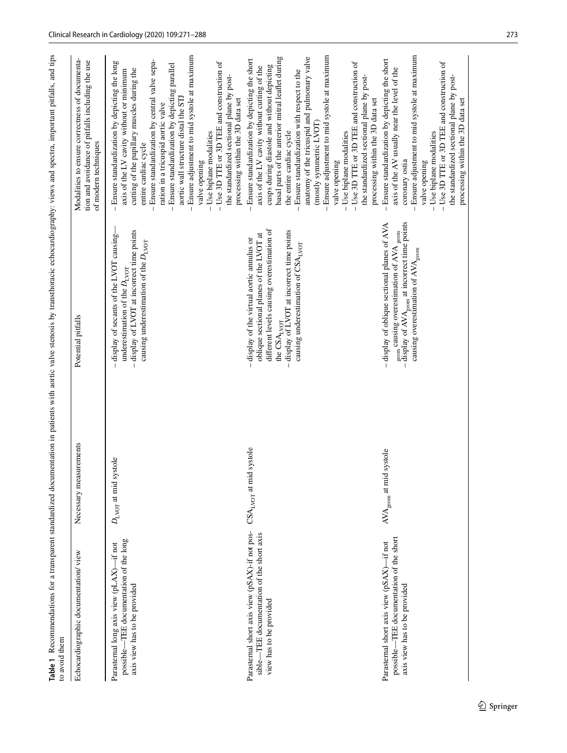**Table 1** Recommendations for a transparent standardized documentation in patients with aortic valve stenosis by transthoracic echocardiography: views and spectra, important pitfalls, and tips to avoid them

| Echocardiographic documentation/ view | Necessary measurements | Potential pitfalls | Modalities to ensure correctness of documentation and avoidance of pitfalls including the use of modern techniques |
|---|---|---|---|
| Parasternal long axis view (pLAX)—if not possible—TEE documentation of the long axis view has to be provided | $D_{LVOT}$ at mid systole | – display of secants of the LVOT causing underestimation of the $D_{LVOT}$<br>– display of LVOT at incorrect time points causing underestimation of the $D_{LVOT}$ | – Ensure standardization by depicting the long axis of the LV cavity without or minimum cutting of the papillary muscles during the entire cardiac cycle<br>– Ensure standardization by central valve separation in a tricuspid aortic valve<br>– Ensure standardization by depicting parallel aortic wall structure distal the STJ<br>– Ensure adjustment to mid systole at maximum valve opening<br>– Use biplane modalities<br>– Use 3D TTE or 3D TEE and construction of the standardized sectional plane by post-processing within the 3D data set |
| Parasternal short axis view (pSAX)-if not possible—TEE documentation of the short axis view has to be provided | $CSA_{LVOT}$ at mid systole | – display of the virtual aortic annulus or oblique sectional planes of the LVOT at different levels causing overestimation of the $CSA_{LVOT}$<br>– display of LVOT at incorrect time points causing underestimation of $CSA_{LVOT}$ | – Ensure standardization by depicting the short axis of the LV cavity without cutting of the cusps during diastole and without depicting basal parts of the anterior mitral leaflet during the entire cardiac cycle<br>– Ensure standardization with respect to the anatomy of the tricuspid and pulmonary valve (mostly symmetric LVOT)<br>– Ensure adjustment to mid systole at maximum valve opening<br>– Use biplane modalities<br>– Use 3D TTE or 3D TEE and construction of the standardized sectional plane by post-processing within the 3D data set |
| Parasternal short axis view (pSAX)—if not possible—TEE documentation of the short axis view has to be provided | $AVA_{geom}$ at mid systole | – display of oblique sectional planes of AVA $_{geom}$ causing overestimation of $AVA_{geom}$<br>– display of $AVA_{geom}$ at incorrect time points causing overestimation of $AVA_{geom}$ | – Ensure standardization by depicting the short axis of the AV usually near the level of the coronary ostia<br>– Ensure adjustment to mid systole at maximum valve opening<br>– Use biplane modalities<br>– Use 3D TTE or 3D TEE and construction of the standardized sectional plane by post-processing within the 3D data set |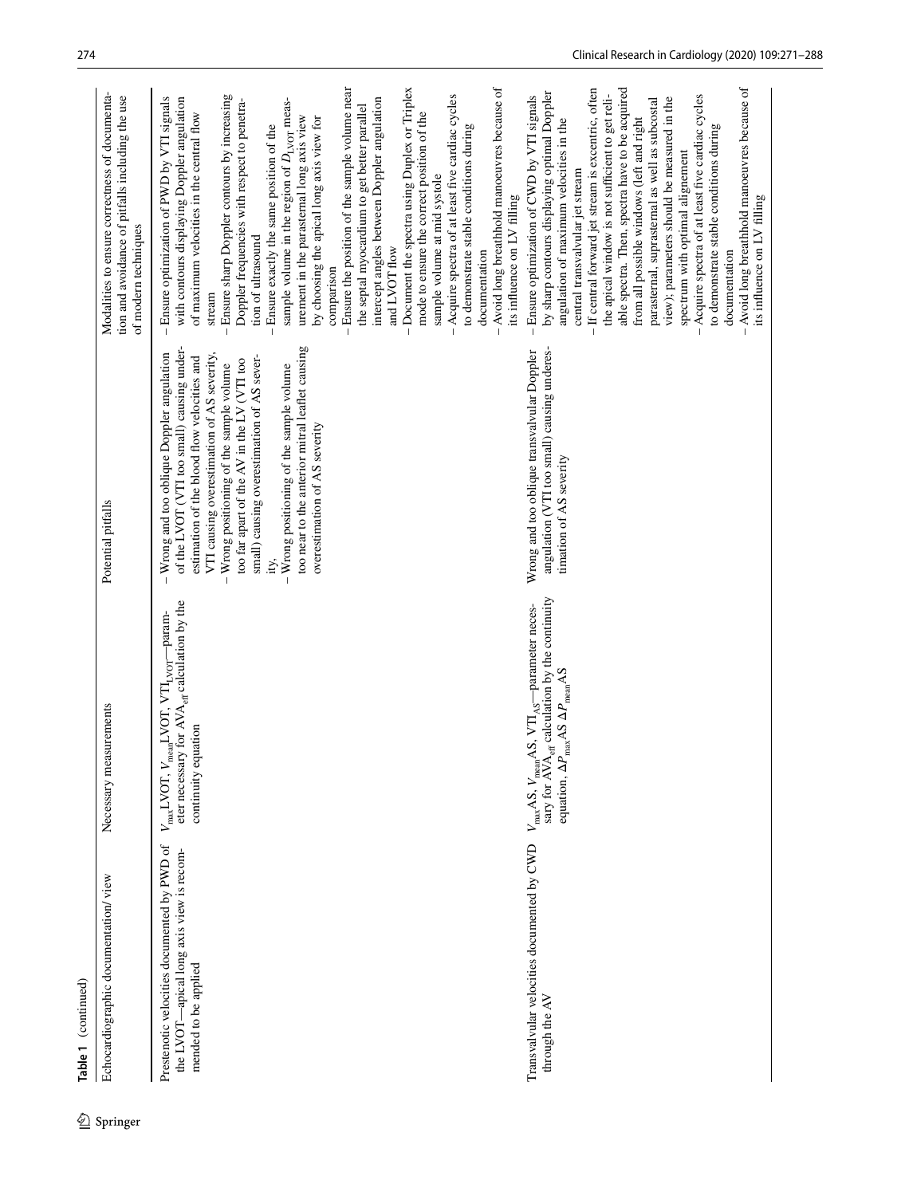**Table 1** (continued)

| Echocardiographic documentation/ view | Necessary measurements | Potential pitfalls | Modalities to ensure correctness of documentation and avoidance of pitfalls including the use of modern techniques |
|---|---|---|---|
| Prestenotic velocities documented by PWD of the LVOT—apical long axis view is recommended to be applied | $V_{max}$LVOT, $V_{mean}$LVOT, $VTI_{LVOT}$—parameter necessary for $AVA_{eff}$ calculation by the continuity equation | – Wrong and too oblique Doppler angulation of the LVOT (VTI too small) causing underestimation of the blood flow velocities and VTI causing overestimation of AS severity,<br>– Wrong positioning of the sample volume too far apart of the AV in the LV (VTI too small) causing overestimation of AS severity,<br>– Wrong positioning of the sample volume too near to the anterior mitral leaflet causing overestimation of AS severity | – Ensure optimization of PWD by VTI signals with contours displaying Doppler angulation of maximum velocities in the central flow stream<br>– Ensure sharp Doppler contours by increasing Doppler frequencies with respect to penetration of ultrasound<br>– Ensure exactly the same position of the sample volume in the region of $D_{LVOT}$ measurement in the parasternal long axis view by choosing the apical long axis view for comparison<br>– Ensure the position of the sample volume near the septal myocardium to get better parallel intercept angles between Doppler angulation and LVOT flow<br>– Document the spectra using Duplex or Triplex mode to ensure the correct position of the sample volume at mid systole<br>– Acquire spectra of at least five cardiac cycles to demonstrate stable conditions during documentation<br>– Avoid long breathhold manoeuvres because of its influence on LV filling |
| Transvalvular velocities documented by CWD through the AV | $V_{max}$AS, $V_{mean}$AS, $VTI_{AS}$—parameter necessary for $AVA_{eff}$ calculation by the continuity equation, $\Delta P_{max}$AS $\Delta P_{mean}$AS | Wrong and too oblique transvalvular Doppler angulation (VTI too small) causing underestimation of AS severity | – Ensure optimization of CWD by VTI signals by sharp contours displaying optimal Doppler angulation of maximum velocities in the central transvalvular jet stream<br>– If central forward jet stream is excentric, often the apical window is not sufficient to get reliable spectra. Then, spectra have to be acquired from all possible windows (left and right parasternal, suprasternal as well as subcostal view); parameters should be measured in the spectrum with optimal alignement<br>– Acquire spectra of at least five cardiac cycles to demonstrate stable conditions during documentation<br>– Avoid long breathhold manoeuvres because of its influence on LV filling |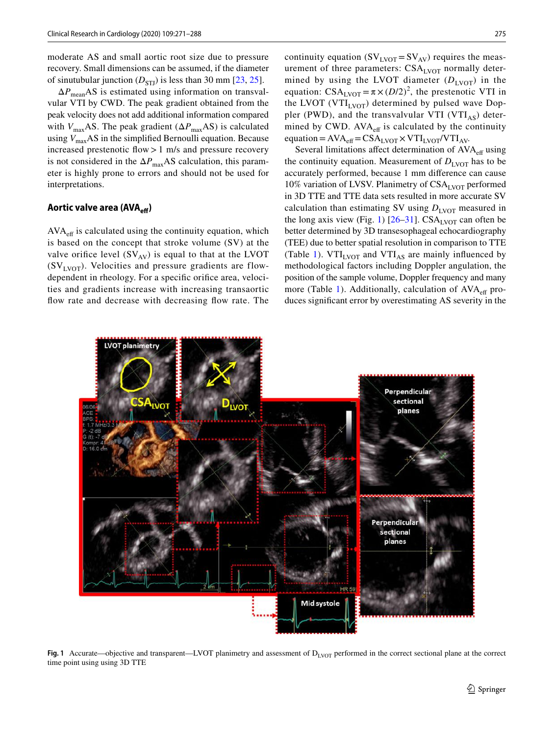moderate AS and small aortic root size due to pressure recovery. Small dimensions can be assumed, if the diameter of sinutubular junction ($D_{STJ}$) is less than 30 mm [23, 25].

$\Delta P_{mean}$AS is estimated using information on transvalvular VTI by CWD. The peak gradient obtained from the peak velocity does not add additional information compared with $V_{max}$AS. The peak gradient ($\Delta P_{max}$AS) is calculated using $V_{max}$AS in the simplified Bernoulli equation. Because increased prestenotic flow > 1 m/s and pressure recovery is not considered in the $\Delta P_{max}$AS calculation, this parameter is highly prone to errors and should not be used for interpretations.

## Aortic valve area ($AVA_{eff}$)

$AVA_{eff}$ is calculated using the continuity equation, which is based on the concept that stroke volume (SV) at the valve orifice level ($SV_{AV}$) is equal to that at the LVOT ($SV_{LVOT}$). Velocities and pressure gradients are flow-dependent in rheology. For a specific orifice area, velocities and gradients increase with increasing transaortic flow rate and decrease with decreasing flow rate. The continuity equation ($SV_{LVOT} = SV_{AV}$) requires the measurement of three parameters: $CSA_{LVOT}$ normally determined by using the LVOT diameter ($D_{LVOT}$) in the equation: $CSA_{LVOT} = \pi \times (D/2)^2$, the prestenotic VTI in the LVOT ($VTI_{LVOT}$) determined by pulsed wave Doppler (PWD), and the transvalvular VTI ($VTI_{AS}$) determined by CWD. $AVA_{eff}$ is calculated by the continuity equation = $AVA_{eff} = CSA_{LVOT} \times VTI_{LVOT}/VTI_{AV}$.

Several limitations affect determination of $AVA_{eff}$ using the continuity equation. Measurement of $D_{LVOT}$ has to be accurately performed, because 1 mm difference can cause 10% variation of LVSV. Planimetry of $CSA_{LVOT}$ performed in 3D TTE and TTE data sets resulted in more accurate SV calculation than estimating SV using $D_{LVOT}$ measured in the long axis view (Fig. 1) [26–31]. $CSA_{LVOT}$ can often be better determined by 3D transesophageal echocardiography (TEE) due to better spatial resolution in comparison to TTE (Table 1). $VTI_{LVOT}$ and $VTI_{AS}$ are mainly influenced by methodological factors including Doppler angulation, the position of the sample volume, Doppler frequency and many more (Table 1). Additionally, calculation of $AVA_{eff}$ produces significant error by overestimating AS severity in the

**Fig. 1** Accurate—objective and transparent—LVOT planimetry and assessment of $D_{LVOT}$ performed in the correct sectional plane at the correct time point using using 3D TTE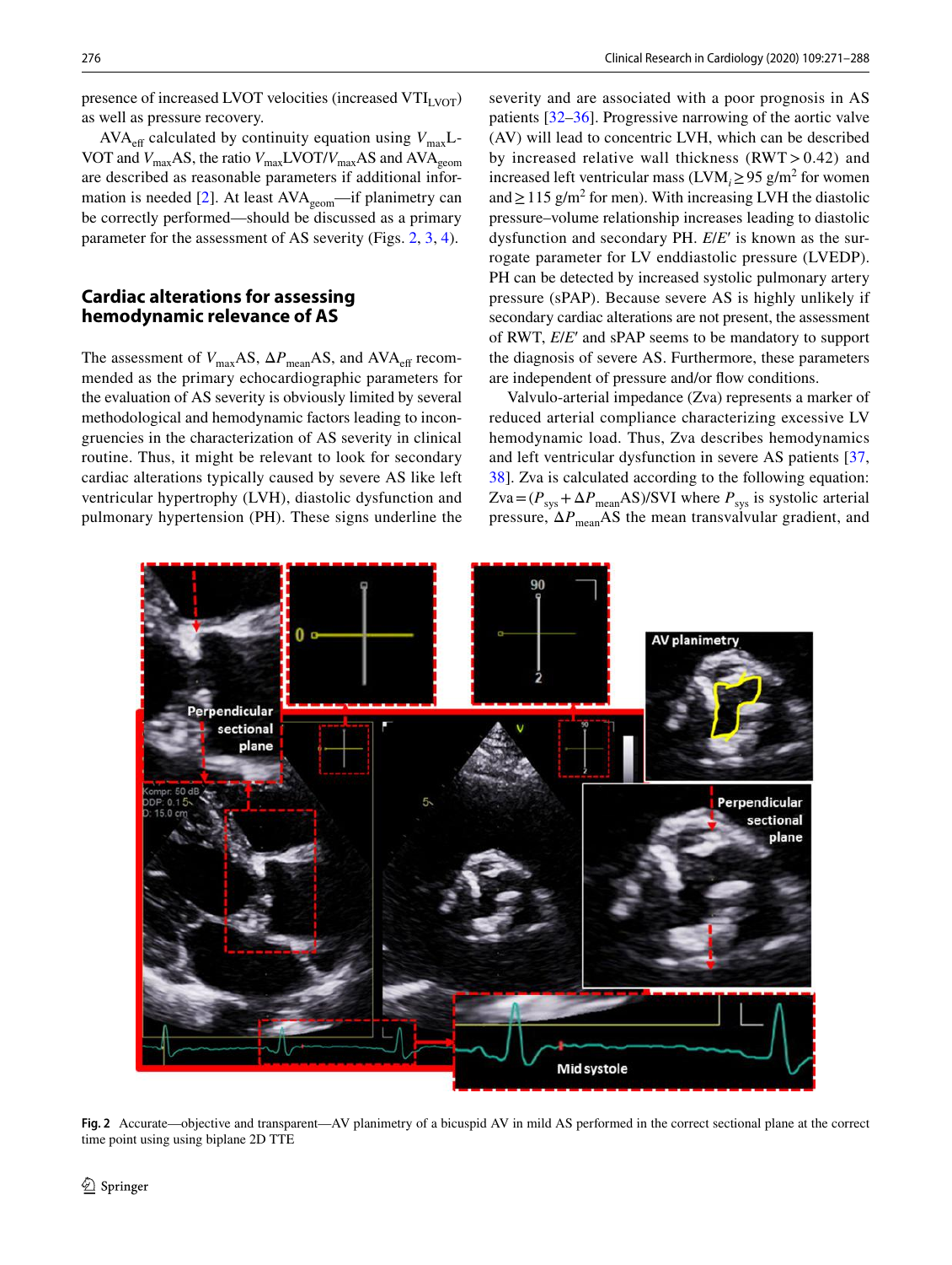presence of increased LVOT velocities (increased $VTI_{LVOT}$) as well as pressure recovery.

$AVA_{eff}$ calculated by continuity equation using $V_{max}$LVOT and $V_{max}$AS, the ratio $V_{max}$LVOT/$V_{max}$AS and $AVA_{geom}$ are described as reasonable parameters if additional information is needed [2]. At least $AVA_{geom}$—if planimetry can be correctly performed—should be discussed as a primary parameter for the assessment of AS severity (Figs. 2, 3, 4).

## Cardiac alterations for assessing hemodynamic relevance of AS

The assessment of $V_{max}$AS, $\Delta P_{mean}$AS, and $AVA_{eff}$ recommended as the primary echocardiographic parameters for the evaluation of AS severity is obviously limited by several methodological and hemodynamic factors leading to incongruencies in the characterization of AS severity in clinical routine. Thus, it might be relevant to look for secondary cardiac alterations typically caused by severe AS like left ventricular hypertrophy (LVH), diastolic dysfunction and pulmonary hypertension (PH). These signs underline the severity and are associated with a poor prognosis in AS patients [32–36]. Progressive narrowing of the aortic valve (AV) will lead to concentric LVH, which can be described by increased relative wall thickness (RWT > 0.42) and increased left ventricular mass ($LVM_i \geq 95$ g/m$^2$ for women and $\geq 115$ g/m$^2$ for men). With increasing LVH the diastolic pressure–volume relationship increases leading to diastolic dysfunction and secondary PH. *E*/*E*′ is known as the surrogate parameter for LV enddiastolic pressure (LVEDP). PH can be detected by increased systolic pulmonary artery pressure (sPAP). Because severe AS is highly unlikely if secondary cardiac alterations are not present, the assessment of RWT, *E*/*E*′ and sPAP seems to be mandatory to support the diagnosis of severe AS. Furthermore, these parameters are independent of pressure and/or flow conditions.

Valvulo-arterial impedance (Zva) represents a marker of reduced arterial compliance characterizing excessive LV hemodynamic load. Thus, Zva describes hemodynamics and left ventricular dysfunction in severe AS patients [37, 38]. Zva is calculated according to the following equation: $Zva = (P_{sys} + \Delta P_{mean}AS)/SVI$ where $P_{sys}$ is systolic arterial pressure, $\Delta P_{mean}$AS the mean transvalvular gradient, and

**Fig. 2** Accurate—objective and transparent—AV planimetry of a bicuspid AV in mild AS performed in the correct sectional plane at the correct time point using using biplane 2D TTE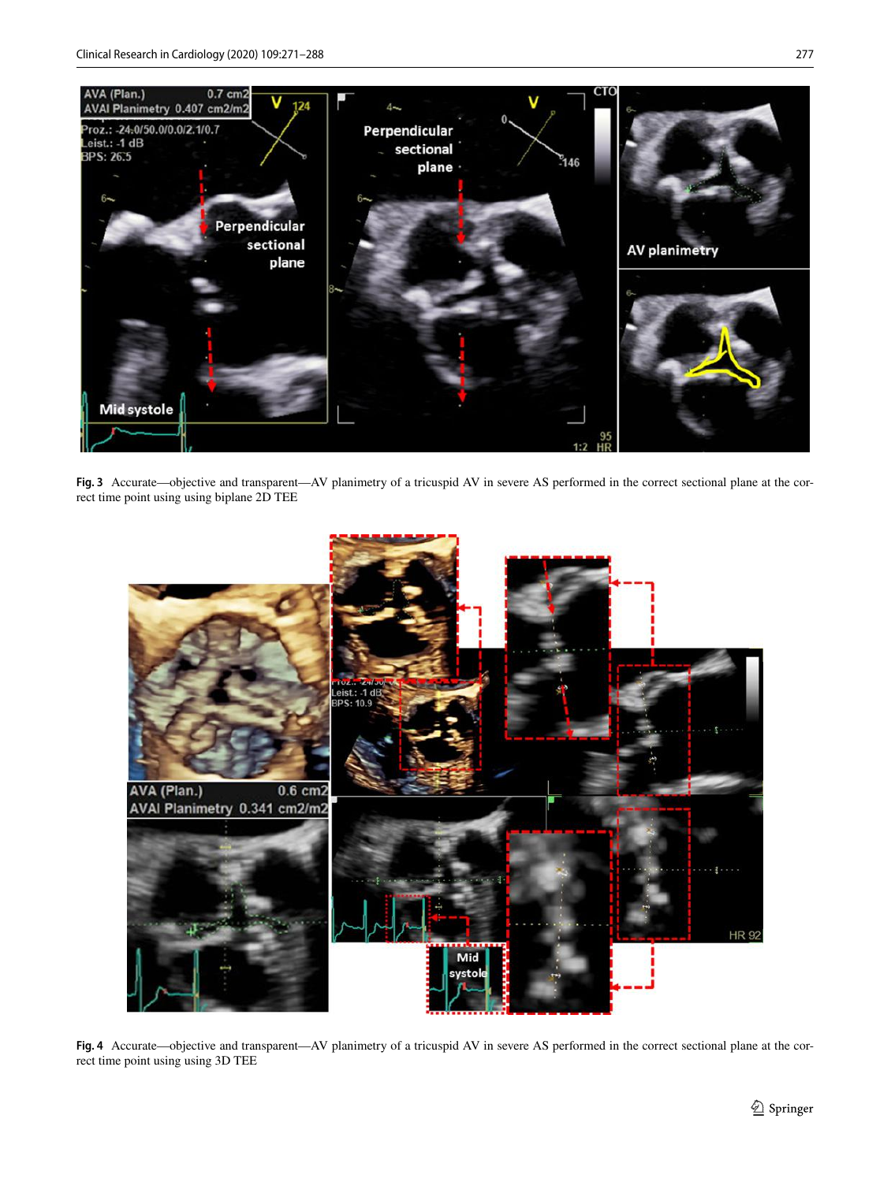**Fig. 3** Accurate—objective and transparent—AV planimetry of a tricuspid AV in severe AS performed in the correct sectional plane at the correct time point using using biplane 2D TEE

**Fig. 4** Accurate—objective and transparent—AV planimetry of a tricuspid AV in severe AS performed in the correct sectional plane at the correct time point using using 3D TEE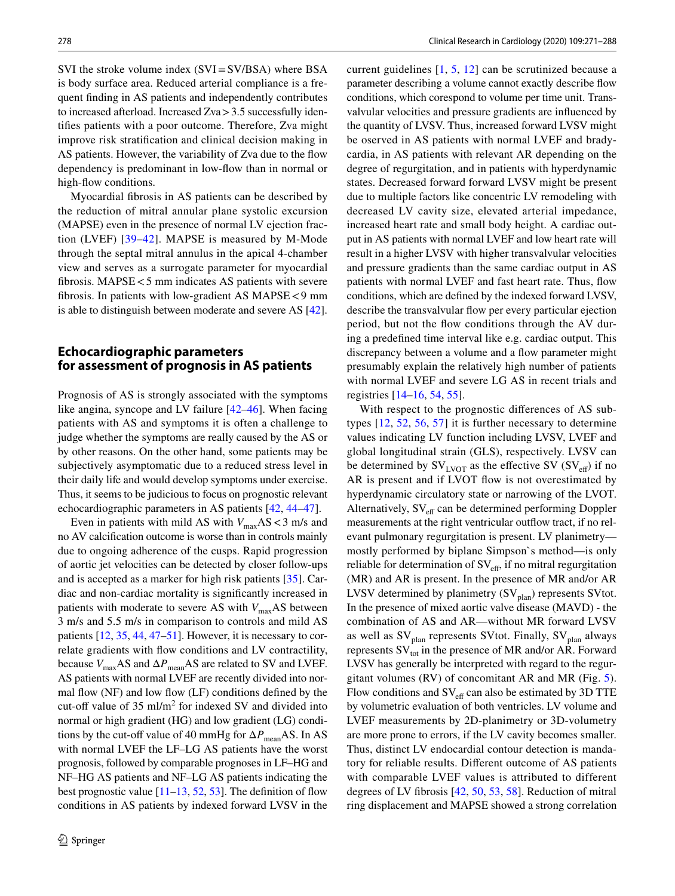SVI the stroke volume index (SVI = SV/BSA) where BSA is body surface area. Reduced arterial compliance is a frequent finding in AS patients and independently contributes to increased afterload. Increased Zva > 3.5 successfully identifies patients with a poor outcome. Therefore, Zva might improve risk stratification and clinical decision making in AS patients. However, the variability of Zva due to the flow dependency is predominant in low-flow than in normal or high-flow conditions.

Myocardial fibrosis in AS patients can be described by the reduction of mitral annular plane systolic excursion (MAPSE) even in the presence of normal LV ejection fraction (LVEF) [39–42]. MAPSE is measured by M-Mode through the septal mitral annulus in the apical 4-chamber view and serves as a surrogate parameter for myocardial fibrosis. MAPSE < 5 mm indicates AS patients with severe fibrosis. In patients with low-gradient AS MAPSE < 9 mm is able to distinguish between moderate and severe AS [42].

## Echocardiographic parameters for assessment of prognosis in AS patients

Prognosis of AS is strongly associated with the symptoms like angina, syncope and LV failure [42–46]. When facing patients with AS and symptoms it is often a challenge to judge whether the symptoms are really caused by the AS or by other reasons. On the other hand, some patients may be subjectively asymptomatic due to a reduced stress level in their daily life and would develop symptoms under exercise. Thus, it seems to be judicious to focus on prognostic relevant echocardiographic parameters in AS patients [42, 44–47].

Even in patients with mild AS with $V_{max}$AS < 3 m/s and no AV calcification outcome is worse than in controls mainly due to ongoing adherence of the cusps. Rapid progression of aortic jet velocities can be detected by closer follow-ups and is accepted as a marker for high risk patients [35]. Cardiac and non-cardiac mortality is significantly increased in patients with moderate to severe AS with $V_{max}$AS between 3 m/s and 5.5 m/s in comparison to controls and mild AS patients [12, 35, 44, 47–51]. However, it is necessary to correlate gradients with flow conditions and LV contractility, because $V_{max}$AS and $\Delta P_{mean}$AS are related to SV and LVEF. AS patients with normal LVEF are recently divided into normal flow (NF) and low flow (LF) conditions defined by the cut-off value of 35 ml/m$^2$ for indexed SV and divided into normal or high gradient (HG) and low gradient (LG) conditions by the cut-off value of 40 mmHg for $\Delta P_{mean}$AS. In AS with normal LVEF the LF–LG AS patients have the worst prognosis, followed by comparable prognoses in LF–HG and NF–HG AS patients and NF–LG AS patients indicating the best prognostic value [11–13, 52, 53]. The definition of flow conditions in AS patients by indexed forward LVSV in the current guidelines [1, 5, 12] can be scrutinized because a parameter describing a volume cannot exactly describe flow conditions, which corespond to volume per time unit. Transvalvular velocities and pressure gradients are influenced by the quantity of LVSV. Thus, increased forward LVSV might be oserved in AS patients with normal LVEF and bradycardia, in AS patients with relevant AR depending on the degree of regurgitation, and in patients with hyperdynamic states. Decreased forward forward LVSV might be present due to multiple factors like concentric LV remodeling with decreased LV cavity size, elevated arterial impedance, increased heart rate and small body height. A cardiac output in AS patients with normal LVEF and low heart rate will result in a higher LVSV with higher transvalvular velocities and pressure gradients than the same cardiac output in AS patients with normal LVEF and fast heart rate. Thus, flow conditions, which are defined by the indexed forward LVSV, describe the transvalvular flow per every particular ejection period, but not the flow conditions through the AV during a predefined time interval like e.g. cardiac output. This discrepancy between a volume and a flow parameter might presumably explain the relatively high number of patients with normal LVEF and severe LG AS in recent trials and registries [14–16, 54, 55].

With respect to the prognostic differences of AS subtypes [12, 52, 56, 57] it is further necessary to determine values indicating LV function including LVSV, LVEF and global longitudinal strain (GLS), respectively. LVSV can be determined by $SV_{LVOT}$ as the effective SV ($SV_{eff}$) if no AR is present and if LVOT flow is not overestimated by hyperdynamic circulatory state or narrowing of the LVOT. Alternatively, $SV_{eff}$ can be determined performing Doppler measurements at the right ventricular outflow tract, if no relevant pulmonary regurgitation is present. LV planimetry—mostly performed by biplane Simpson`s method—is only reliable for determination of $SV_{eff}$, if no mitral regurgitation (MR) and AR is present. In the presence of MR and/or AR LVSV determined by planimetry ($SV_{plan}$) represents SVtot. In the presence of mixed aortic valve disease (MAVD) - the combination of AS and AR—without MR forward LVSV as well as $SV_{plan}$ represents SVtot. Finally, $SV_{plan}$ always represents $SV_{tot}$ in the presence of MR and/or AR. Forward LVSV has generally be interpreted with regard to the regurgitant volumes (RV) of concomitant AR and MR (Fig. 5). Flow conditions and $SV_{eff}$ can also be estimated by 3D TTE by volumetric evaluation of both ventricles. LV volume and LVEF measurements by 2D-planimetry or 3D-volumetry are more prone to errors, if the LV cavity becomes smaller. Thus, distinct LV endocardial contour detection is mandatory for reliable results. Different outcome of AS patients with comparable LVEF values is attributed to different degrees of LV fibrosis [42, 50, 53, 58]. Reduction of mitral ring displacement and MAPSE showed a strong correlation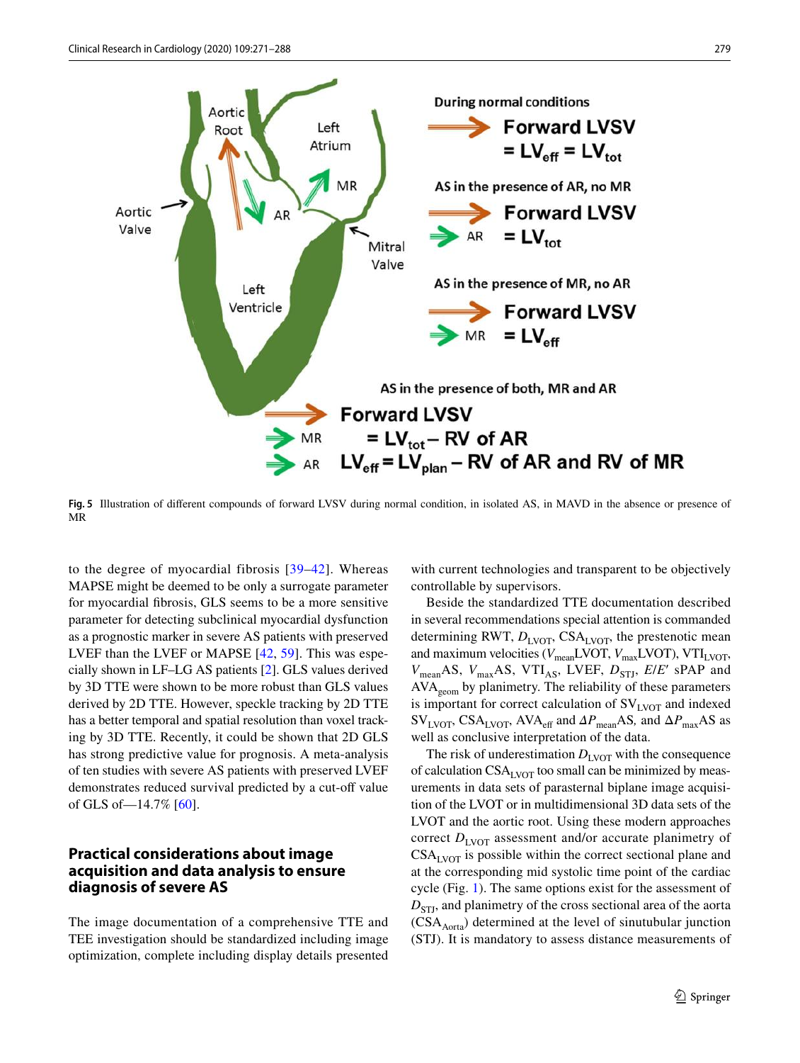Fig. 5 Illustration of different compounds of forward LVSV during normal condition, in isolated AS, in MAVD in the absence or presence of MR

to the degree of myocardial fibrosis [39–42]. Whereas MAPSE might be deemed to be only a surrogate parameter for myocardial fibrosis, GLS seems to be a more sensitive parameter for detecting subclinical myocardial dysfunction as a prognostic marker in severe AS patients with preserved LVEF than the LVEF or MAPSE [42, 59]. This was especially shown in LF–LG AS patients [2]. GLS values derived by 3D TTE were shown to be more robust than GLS values derived by 2D TTE. However, speckle tracking by 2D TTE has a better temporal and spatial resolution than voxel tracking by 3D TTE. Recently, it could be shown that 2D GLS has strong predictive value for prognosis. A meta-analysis of ten studies with severe AS patients with preserved LVEF demonstrates reduced survival predicted by a cut-off value of GLS of—14.7% [60].

## Practical considerations about image acquisition and data analysis to ensure diagnosis of severe AS

The image documentation of a comprehensive TTE and TEE investigation should be standardized including image optimization, complete including display details presented with current technologies and transparent to be objectively controllable by supervisors.

Beside the standardized TTE documentation described in several recommendations special attention is commanded determining RWT, $D_{LVOT}$, $CSA_{LVOT}$, the prestenotic mean and maximum velocities ($V_{mean}LVOT$, $V_{max}LVOT$), $VTI_{LVOT}$, $V_{mean}AS$, $V_{max}AS$, $VTI_{AS}$, LVEF, $D_{STJ}$, $E/E'$ sPAP and $AVA_{geom}$ by planimetry. The reliability of these parameters is important for correct calculation of $SV_{LVOT}$ and indexed $SV_{LVOT}$, $CSA_{LVOT}$, $AVA_{eff}$ and $\Delta P_{mean}AS$, and $\Delta P_{max}AS$ as well as conclusive interpretation of the data.

The risk of underestimation $D_{LVOT}$ with the consequence of calculation $CSA_{LVOT}$ too small can be minimized by measurements in data sets of parasternal biplane image acquisition of the LVOT or in multidimensional 3D data sets of the LVOT and the aortic root. Using these modern approaches correct $D_{LVOT}$ assessment and/or accurate planimetry of $CSA_{LVOT}$ is possible within the correct sectional plane and at the corresponding mid systolic time point of the cardiac cycle (Fig. 1). The same options exist for the assessment of $D_{STJ}$, and planimetry of the cross sectional area of the aorta ($CSA_{Aorta}$) determined at the level of sinutubular junction (STJ). It is mandatory to assess distance measurements of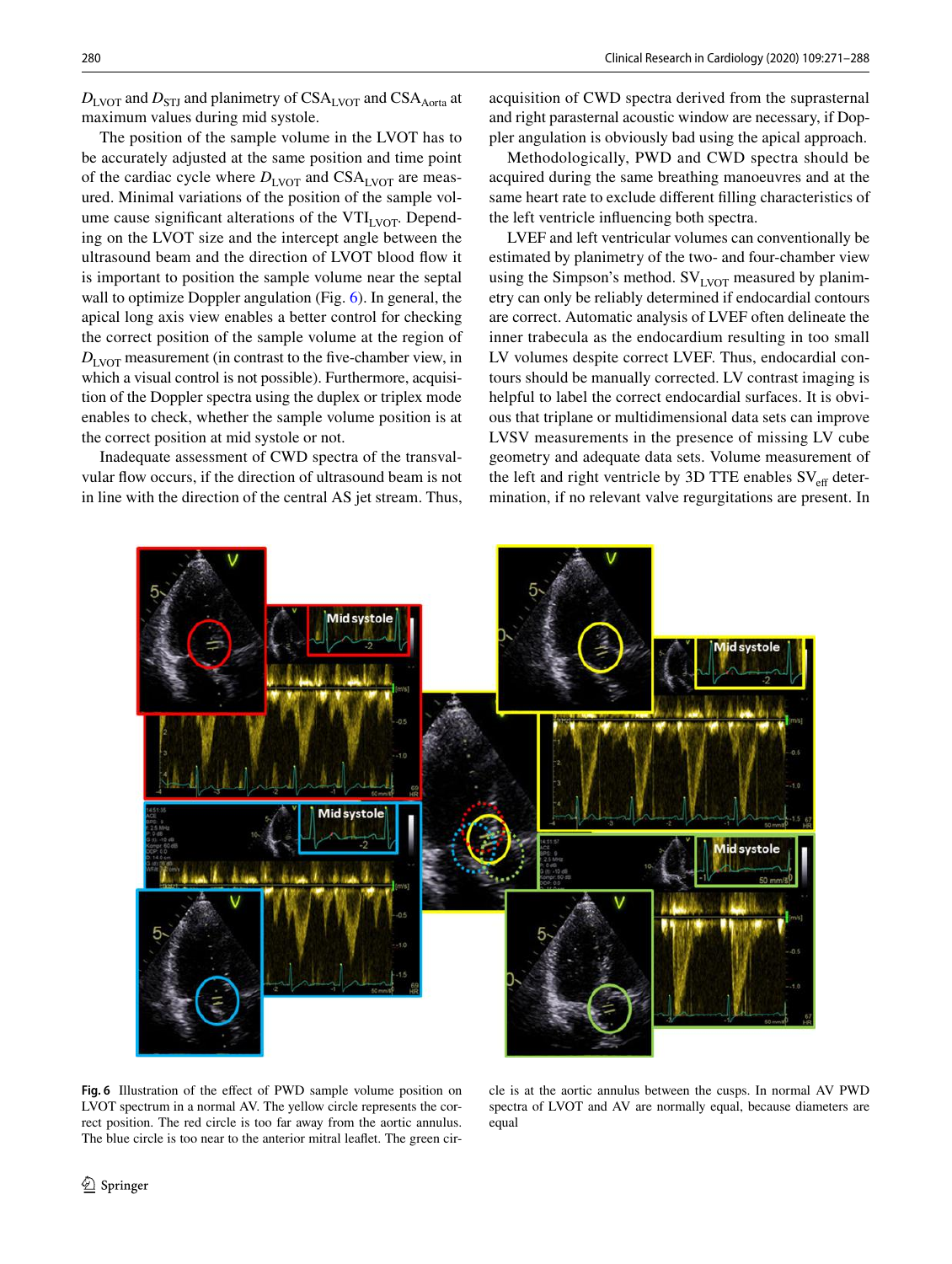$D_{LVOT}$ and $D_{STJ}$ and planimetry of $CSA_{LVOT}$ and $CSA_{Aorta}$ at maximum values during mid systole.

The position of the sample volume in the LVOT has to be accurately adjusted at the same position and time point of the cardiac cycle where $D_{LVOT}$ and $CSA_{LVOT}$ are measured. Minimal variations of the position of the sample volume cause significant alterations of the $VTI_{LVOT}$. Depending on the LVOT size and the intercept angle between the ultrasound beam and the direction of LVOT blood flow it is important to position the sample volume near the septal wall to optimize Doppler angulation (Fig. 6). In general, the apical long axis view enables a better control for checking the correct position of the sample volume at the region of $D_{LVOT}$ measurement (in contrast to the five-chamber view, in which a visual control is not possible). Furthermore, acquisition of the Doppler spectra using the duplex or triplex mode enables to check, whether the sample volume position is at the correct position at mid systole or not.

Inadequate assessment of CWD spectra of the transvalvular flow occurs, if the direction of ultrasound beam is not in line with the direction of the central AS jet stream. Thus, acquisition of CWD spectra derived from the suprasternal and right parasternal acoustic window are necessary, if Doppler angulation is obviously bad using the apical approach.

Methodologically, PWD and CWD spectra should be acquired during the same breathing manoeuvres and at the same heart rate to exclude different filling characteristics of the left ventricle influencing both spectra.

LVEF and left ventricular volumes can conventionally be estimated by planimetry of the two- and four-chamber view using the Simpson's method. $SV_{LVOT}$ measured by planimetry can only be reliably determined if endocardial contours are correct. Automatic analysis of LVEF often delineate the inner trabecula as the endocardium resulting in too small LV volumes despite correct LVEF. Thus, endocardial contours should be manually corrected. LV contrast imaging is helpful to label the correct endocardial surfaces. It is obvious that triplane or multidimensional data sets can improve LVSV measurements in the presence of missing LV cube geometry and adequate data sets. Volume measurement of the left and right ventricle by 3D TTE enables $SV_{eff}$ determination, if no relevant valve regurgitations are present. In

**Fig. 6** Illustration of the effect of PWD sample volume position on LVOT spectrum in a normal AV. The yellow circle represents the correct position. The red circle is too far away from the aortic annulus. The blue circle is too near to the anterior mitral leaflet. The green circle is at the aortic annulus between the cusps. In normal AV PWD spectra of LVOT and AV are normally equal, because diameters are equal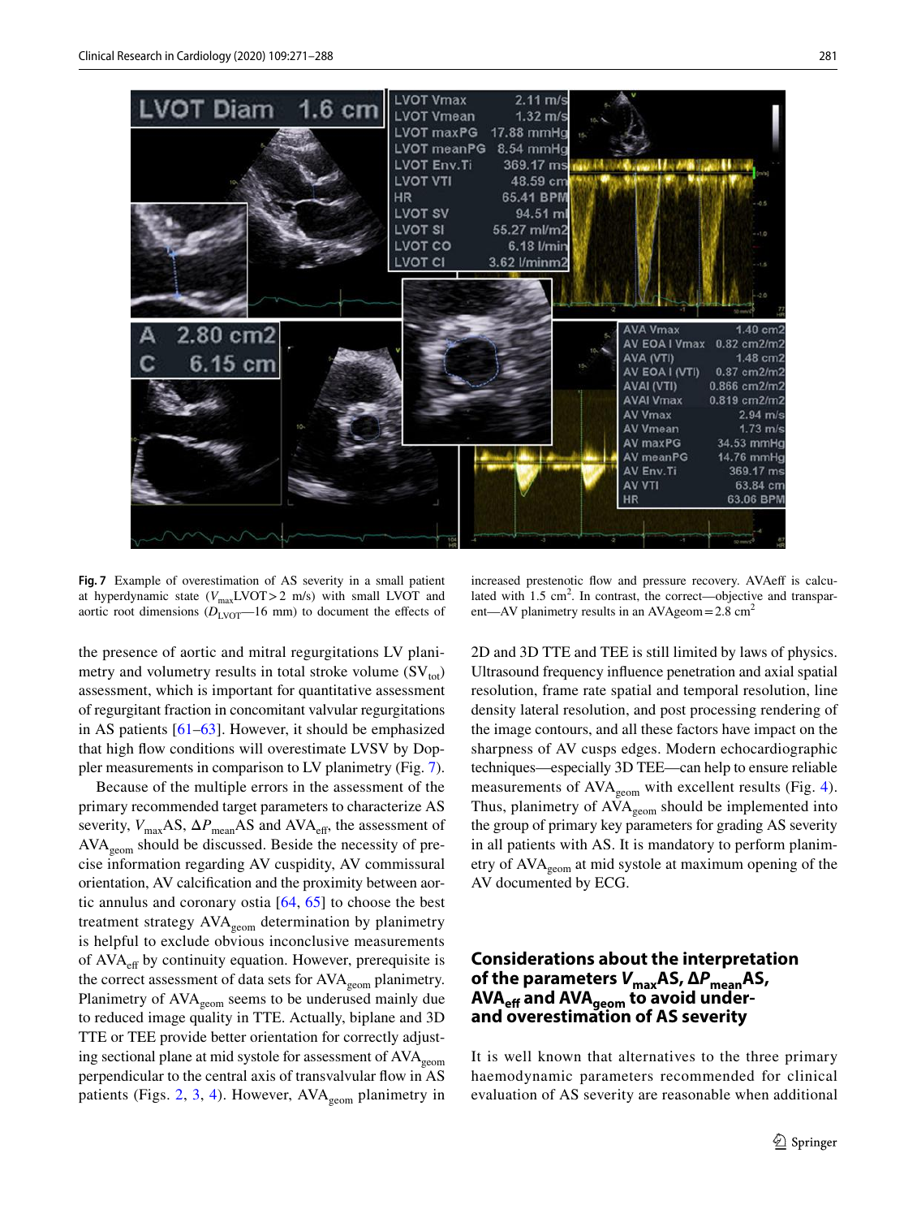**Fig. 7** Example of overestimation of AS severity in a small patient at hyperdynamic state ($V_{max}$LVOT > 2 m/s) with small LVOT and aortic root dimensions ($D_{LVOT}$—16 mm) to document the effects of increased prestenotic flow and pressure recovery. AVAeff is calculated with 1.5 $cm^2$. In contrast, the correct—objective and transparent—AV planimetry results in an AVAgeom = 2.8 $cm^2$

the presence of aortic and mitral regurgitations LV planimetry and volumetry results in total stroke volume ($SV_{tot}$) assessment, which is important for quantitative assessment of regurgitant fraction in concomitant valvular regurgitations in AS patients [61–63]. However, it should be emphasized that high flow conditions will overestimate LVSV by Doppler measurements in comparison to LV planimetry (Fig. 7).

Because of the multiple errors in the assessment of the primary recommended target parameters to characterize AS severity, $V_{max}$AS, $\Delta P_{mean}$AS and $AVA_{eff}$, the assessment of $AVA_{geom}$ should be discussed. Beside the necessity of precise information regarding AV cuspidity, AV commissural orientation, AV calcification and the proximity between aortic annulus and coronary ostia [64, 65] to choose the best treatment strategy $AVA_{geom}$ determination by planimetry is helpful to exclude obvious inconclusive measurements of $AVA_{eff}$ by continuity equation. However, prerequisite is the correct assessment of data sets for $AVA_{geom}$ planimetry. Planimetry of $AVA_{geom}$ seems to be underused mainly due to reduced image quality in TTE. Actually, biplane and 3D TTE or TEE provide better orientation for correctly adjusting sectional plane at mid systole for assessment of $AVA_{geom}$ perpendicular to the central axis of transvalvular flow in AS patients (Figs. 2, 3, 4). However, $AVA_{geom}$ planimetry in 2D and 3D TTE and TEE is still limited by laws of physics. Ultrasound frequency influence penetration and axial spatial resolution, frame rate spatial and temporal resolution, line density lateral resolution, and post processing rendering of the image contours, and all these factors have impact on the sharpness of AV cusps edges. Modern echocardiographic techniques—especially 3D TEE—can help to ensure reliable measurements of $AVA_{geom}$ with excellent results (Fig. 4). Thus, planimetry of $AVA_{geom}$ should be implemented into the group of primary key parameters for grading AS severity in all patients with AS. It is mandatory to perform planimetry of $AVA_{geom}$ at mid systole at maximum opening of the AV documented by ECG.

## Considerations about the interpretation of the parameters $V_{max}$AS, $\Delta P_{mean}$AS, $AVA_{eff}$ and $AVA_{geom}$ to avoid under- and overestimation of AS severity

It is well known that alternatives to the three primary haemodynamic parameters recommended for clinical evaluation of AS severity are reasonable when additional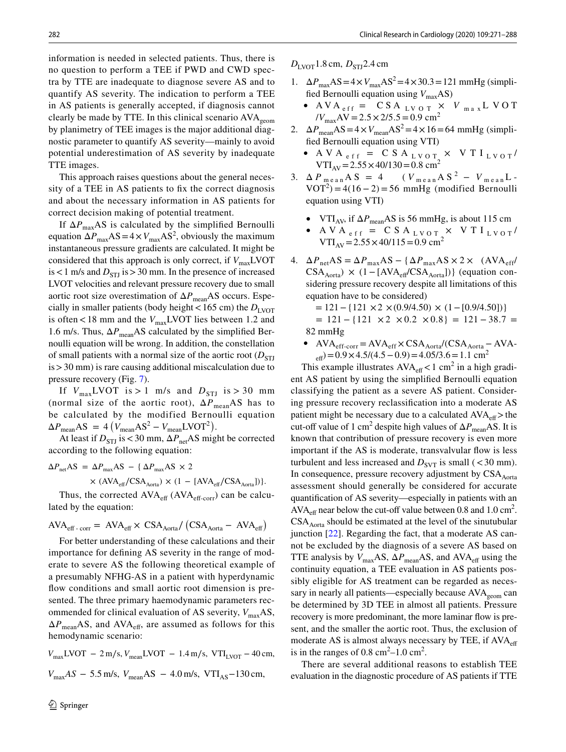information is needed in selected patients. Thus, there is no question to perform a TEE if PWD and CWD spectra by TTE are inadequate to diagnose severe AS and to quantify AS severity. The indication to perform a TEE in AS patients is generally accepted, if diagnosis cannot clearly be made by TTE. In this clinical scenario $AVA_{geom}$ by planimetry of TEE images is the major additional diagnostic parameter to quantify AS severity—mainly to avoid potential underestimation of AS severity by inadequate TTE images.

This approach raises questions about the general necessity of a TEE in AS patients to fix the correct diagnosis and about the necessary information in AS patients for correct decision making of potential treatment.

If $\Delta P_{max}AS$ is calculated by the simplified Bernoulli equation $\Delta P_{max}AS = 4 \times V_{max}AS^2$, obviously the maximum instantaneous pressure gradients are calculated. It might be considered that this approach is only correct, if $V_{max}LVOT$ is < 1 m/s and $D_{STJ}$ is > 30 mm. In the presence of increased LVOT velocities and relevant pressure recovery due to small aortic root size overestimation of $\Delta P_{mean}AS$ occurs. Especially in smaller patients (body height < 165 cm) the $D_{LVOT}$ is often < 18 mm and the $V_{max}LVOT$ lies between 1.2 and 1.6 m/s. Thus, $\Delta P_{mean}AS$ calculated by the simplified Bernoulli equation will be wrong. In addition, the constellation of small patients with a normal size of the aortic root ($D_{STJ}$ is > 30 mm) is rare causing additional miscalculation due to pressure recovery (Fig. 7).

If $V_{max}LVOT$ is > 1 m/s and $D_{STJ}$ is > 30 mm (normal size of the aortic root), $\Delta P_{mean}AS$ has to be calculated by the modified Bernoulli equation $\Delta P_{mean}AS = 4\left(V_{mean}AS^2 - V_{mean}LVOT^2\right)$.

At least if $D_{STJ}$ is < 30 mm, $\Delta P_{net}AS$ might be corrected according to the following equation:

$$\Delta P_{net}AS = \Delta P_{max}AS - \{\Delta P_{max}AS \times 2 \times (AVA_{eff}/CSA_{Aorta}) \times (1 - [AVA_{eff}/CSA_{Aorta}])\}.$$

Thus, the corrected $AVA_{eff}$ ($AVA_{eff\text{-}corr}$) can be calculated by the equation:

$$AVA_{eff\text{-}corr} = AVA_{eff} \times CSA_{Aorta}/\left(CSA_{Aorta} - AVA_{eff}\right)$$

For better understanding of these calculations and their importance for defining AS severity in the range of moderate to severe AS the following theoretical example of a presumably NFHG-AS in a patient with hyperdynamic flow conditions and small aortic root dimension is presented. The three primary haemodynamic parameters recommended for clinical evaluation of AS severity, $V_{max}AS$, $\Delta P_{mean}AS$, and $AVA_{eff}$, are assumed as follows for this hemodynamic scenario:

$V_{max}LVOT - 2$ m/s, $V_{mean}LVOT - 1.4$ m/s, $VTI_{LVOT} - 40$ cm,

$V_{max}AS - 5.5$ m/s, $V_{mean}AS - 4.0$ m/s, $VTI_{AS} - 130$ cm,

$D_{LVOT}$ 1.8 cm, $D_{STJ}$ 2.4 cm

1. $\Delta P_{max}AS = 4 \times V_{max}AS^2 = 4 \times 30.3 = 121$ mmHg (simplified Bernoulli equation using $V_{max}AS$)
   - $AVA_{eff} = CSA_{LVOT} \times V_{max}LVOT/V_{max}AV = 2.5 \times 2/5.5 = 0.9$ cm$^2$
2. $\Delta P_{mean}AS = 4 \times V_{mean}AS^2 = 4 \times 16 = 64$ mmHg (simplified Bernoulli equation using VTI)
   - $AVA_{eff} = CSA_{LVOT} \times VTI_{LVOT}/VTI_{AV} = 2.55 \times 40/130 = 0.8$ cm$^2$
3. $\Delta P_{mean}AS = 4 \quad (V_{mean}AS^2 - V_{mean}LVOT^2) = 4(16 - 2) = 56$ mmHg (modified Bernoulli equation using VTI)
   - $VTI_{AV}$, if $\Delta P_{mean}AS$ is 56 mmHg, is about 115 cm
   - $AVA_{eff} = CSA_{LVOT} \times VTI_{LVOT}/VTI_{AV} = 2.55 \times 40/115 = 0.9$ cm$^2$
4. $\Delta P_{net}AS = \Delta P_{max}AS - \{\Delta P_{max}AS \times 2 \times (AVA_{eff}/CSA_{Aorta}) \times (1 - [AVA_{eff}/CSA_{Aorta}])\}$ (equation considering pressure recovery despite all limitations of this equation have to be considered)

   $= 121 - \{121 \times 2 \times (0.9/4.50) \times (1 - [0.9/4.50])\}$

   $= 121 - \{121 \times 2 \times 0.2 \times 0.8\} = 121 - 38.7 = 82$ mmHg
   - $AVA_{eff\text{-}corr} = AVA_{eff} \times CSA_{Aorta}/(CSA_{Aorta} - AVA_{eff}) = 0.9 \times 4.5/(4.5 - 0.9) = 4.05/3.6 = 1.1$ cm$^2$

This example illustrates $AVA_{eff} < 1$ cm$^2$ in a high gradient AS patient by using the simplified Bernoulli equation classifying the patient as a severe AS patient. Considering pressure recovery reclassification into a moderate AS patient might be necessary due to a calculated $AVA_{eff}$ > the cut-off value of 1 cm$^2$ despite high values of $\Delta P_{mean}AS$. It is known that contribution of pressure recovery is even more important if the AS is moderate, transvalvular flow is less turbulent and less increased and $D_{SVT}$ is small (< 30 mm). In consequence, pressure recovery adjustment by $CSA_{Aorta}$ assessment should generally be considered for accurate quantification of AS severity—especially in patients with an $AVA_{eff}$ near below the cut-off value between 0.8 and 1.0 cm$^2$. $CSA_{Aorta}$ should be estimated at the level of the sinutubular junction [22]. Regarding the fact, that a moderate AS cannot be excluded by the diagnosis of a severe AS based on TTE analysis by $V_{max}AS$, $\Delta P_{mean}AS$, and $AVA_{eff}$ using the continuity equation, a TEE evaluation in AS patients possibly eligible for AS treatment can be regarded as necessary in nearly all patients—especially because $AVA_{geom}$ can be determined by 3D TEE in almost all patients. Pressure recovery is more predominant, the more laminar flow is present, and the smaller the aortic root. Thus, the exclusion of moderate AS is almost always necessary by TEE, if $AVA_{eff}$ is in the ranges of 0.8 cm$^2$–1.0 cm$^2$.

There are several additional reasons to establish TEE evaluation in the diagnostic procedure of AS patients if TTE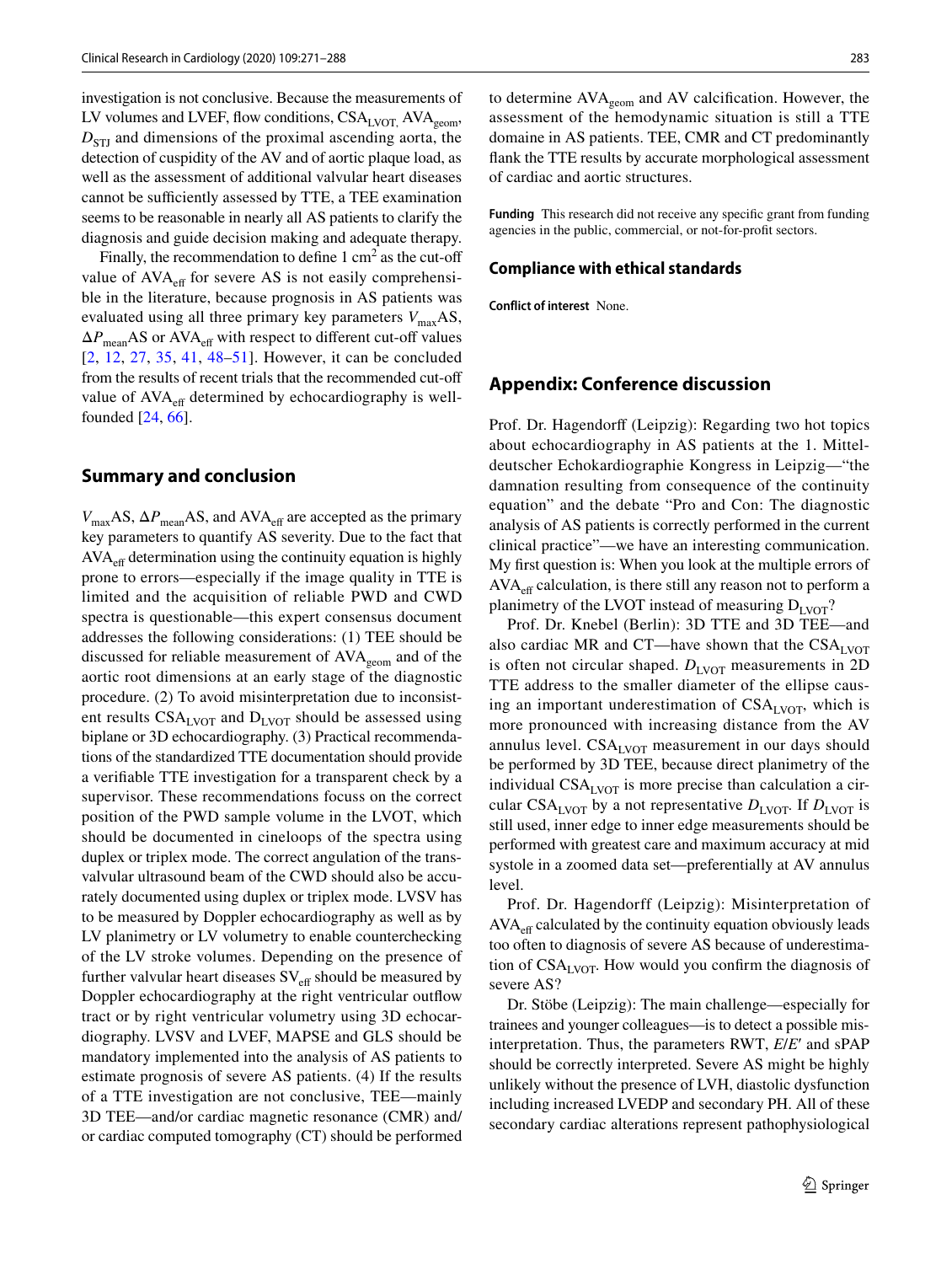investigation is not conclusive. Because the measurements of LV volumes and LVEF, flow conditions, $CSA_{LVOT,}$ $AVA_{geom}$, $D_{STJ}$ and dimensions of the proximal ascending aorta, the detection of cuspidity of the AV and of aortic plaque load, as well as the assessment of additional valvular heart diseases cannot be sufficiently assessed by TTE, a TEE examination seems to be reasonable in nearly all AS patients to clarify the diagnosis and guide decision making and adequate therapy.

Finally, the recommendation to define 1 $cm^2$ as the cut-off value of $AVA_{eff}$ for severe AS is not easily comprehensible in the literature, because prognosis in AS patients was evaluated using all three primary key parameters $V_{max}$AS, $\Delta P_{mean}$AS or $AVA_{eff}$ with respect to different cut-off values [2, 12, 27, 35, 41, 48–51]. However, it can be concluded from the results of recent trials that the recommended cut-off value of $AVA_{eff}$ determined by echocardiography is well-founded [24, 66].

## Summary and conclusion

$V_{max}$AS, $\Delta P_{mean}$AS, and $AVA_{eff}$ are accepted as the primary key parameters to quantify AS severity. Due to the fact that $AVA_{eff}$ determination using the continuity equation is highly prone to errors—especially if the image quality in TTE is limited and the acquisition of reliable PWD and CWD spectra is questionable—this expert consensus document addresses the following considerations: (1) TEE should be discussed for reliable measurement of $AVA_{geom}$ and of the aortic root dimensions at an early stage of the diagnostic procedure. (2) To avoid misinterpretation due to inconsistent results $CSA_{LVOT}$ and $D_{LVOT}$ should be assessed using biplane or 3D echocardiography. (3) Practical recommendations of the standardized TTE documentation should provide a verifiable TTE investigation for a transparent check by a supervisor. These recommendations focuss on the correct position of the PWD sample volume in the LVOT, which should be documented in cineloops of the spectra using duplex or triplex mode. The correct angulation of the transvalvular ultrasound beam of the CWD should also be accurately documented using duplex or triplex mode. LVSV has to be measured by Doppler echocardiography as well as by LV planimetry or LV volumetry to enable counterchecking of the LV stroke volumes. Depending on the presence of further valvular heart diseases $SV_{eff}$ should be measured by Doppler echocardiography at the right ventricular outflow tract or by right ventricular volumetry using 3D echocardiography. LVSV and LVEF, MAPSE and GLS should be mandatory implemented into the analysis of AS patients to estimate prognosis of severe AS patients. (4) If the results of a TTE investigation are not conclusive, TEE—mainly 3D TEE—and/or cardiac magnetic resonance (CMR) and/or cardiac computed tomography (CT) should be performed to determine $AVA_{geom}$ and AV calcification. However, the assessment of the hemodynamic situation is still a TTE domaine in AS patients. TEE, CMR and CT predominantly flank the TTE results by accurate morphological assessment of cardiac and aortic structures.

**Funding** This research did not receive any specific grant from funding agencies in the public, commercial, or not-for-profit sectors.

### Compliance with ethical standards

**Conflict of interest** None.

## Appendix: Conference discussion

Prof. Dr. Hagendorff (Leipzig): Regarding two hot topics about echocardiography in AS patients at the 1. Mitteldeutscher Echokardiographie Kongress in Leipzig—"the damnation resulting from consequence of the continuity equation" and the debate "Pro and Con: The diagnostic analysis of AS patients is correctly performed in the current clinical practice"—we have an interesting communication. My first question is: When you look at the multiple errors of $AVA_{eff}$ calculation, is there still any reason not to perform a planimetry of the LVOT instead of measuring $D_{LVOT}$?

Prof. Dr. Knebel (Berlin): 3D TTE and 3D TEE—and also cardiac MR and CT—have shown that the $CSA_{LVOT}$ is often not circular shaped. $D_{LVOT}$ measurements in 2D TTE address to the smaller diameter of the ellipse causing an important underestimation of $CSA_{LVOT}$, which is more pronounced with increasing distance from the AV annulus level. $CSA_{LVOT}$ measurement in our days should be performed by 3D TEE, because direct planimetry of the individual $CSA_{LVOT}$ is more precise than calculation a circular $CSA_{LVOT}$ by a not representative $D_{LVOT}$. If $D_{LVOT}$ is still used, inner edge to inner edge measurements should be performed with greatest care and maximum accuracy at mid systole in a zoomed data set—preferentially at AV annulus level.

Prof. Dr. Hagendorff (Leipzig): Misinterpretation of $AVA_{eff}$ calculated by the continuity equation obviously leads too often to diagnosis of severe AS because of underestimation of $CSA_{LVOT}$. How would you confirm the diagnosis of severe AS?

Dr. Stöbe (Leipzig): The main challenge—especially for trainees and younger colleagues—is to detect a possible misinterpretation. Thus, the parameters RWT, *E*/*E*′ and sPAP should be correctly interpreted. Severe AS might be highly unlikely without the presence of LVH, diastolic dysfunction including increased LVEDP and secondary PH. All of these secondary cardiac alterations represent pathophysiological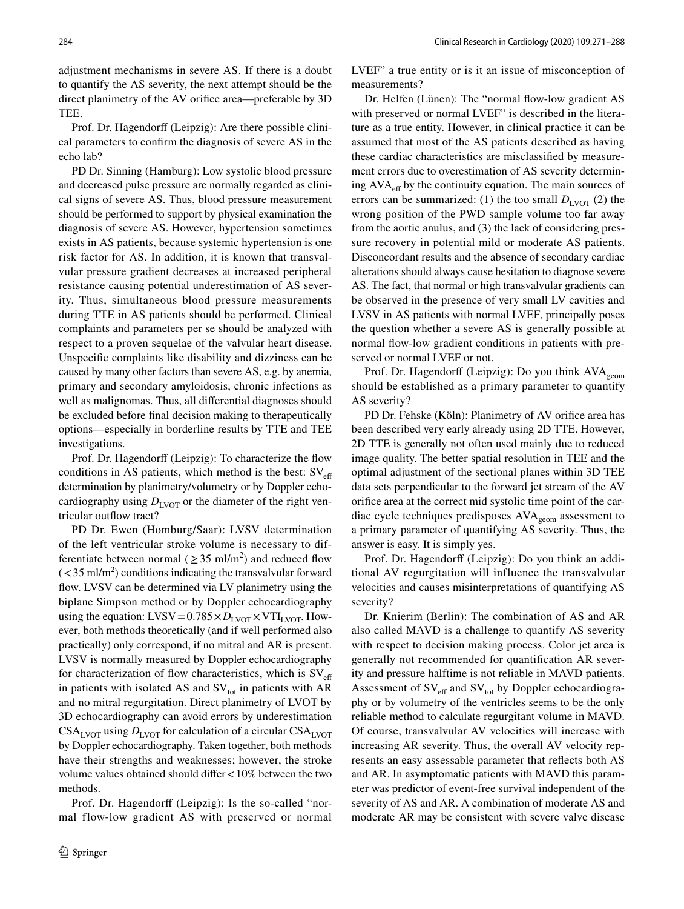adjustment mechanisms in severe AS. If there is a doubt to quantify the AS severity, the next attempt should be the direct planimetry of the AV orifice area—preferable by 3D TEE.

Prof. Dr. Hagendorff (Leipzig): Are there possible clinical parameters to confirm the diagnosis of severe AS in the echo lab?

PD Dr. Sinning (Hamburg): Low systolic blood pressure and decreased pulse pressure are normally regarded as clinical signs of severe AS. Thus, blood pressure measurement should be performed to support by physical examination the diagnosis of severe AS. However, hypertension sometimes exists in AS patients, because systemic hypertension is one risk factor for AS. In addition, it is known that transvalvular pressure gradient decreases at increased peripheral resistance causing potential underestimation of AS severity. Thus, simultaneous blood pressure measurements during TTE in AS patients should be performed. Clinical complaints and parameters per se should be analyzed with respect to a proven sequelae of the valvular heart disease. Unspecific complaints like disability and dizziness can be caused by many other factors than severe AS, e.g. by anemia, primary and secondary amyloidosis, chronic infections as well as malignomas. Thus, all differential diagnoses should be excluded before final decision making to therapeutically options—especially in borderline results by TTE and TEE investigations.

Prof. Dr. Hagendorff (Leipzig): To characterize the flow conditions in AS patients, which method is the best: $SV_{eff}$ determination by planimetry/volumetry or by Doppler echocardiography using $D_{LVOT}$ or the diameter of the right ventricular outflow tract?

PD Dr. Ewen (Homburg/Saar): LVSV determination of the left ventricular stroke volume is necessary to differentiate between normal ($\geq 35$ ml/m$^2$) and reduced flow ($< 35$ ml/m$^2$) conditions indicating the transvalvular forward flow. LVSV can be determined via LV planimetry using the biplane Simpson method or by Doppler echocardiography using the equation: $LVSV = 0.785 \times D_{LVOT} \times VTI_{LVOT}$. However, both methods theoretically (and if well performed also practically) only correspond, if no mitral and AR is present. LVSV is normally measured by Doppler echocardiography for characterization of flow characteristics, which is $SV_{eff}$ in patients with isolated AS and $SV_{tot}$ in patients with AR and no mitral regurgitation. Direct planimetry of LVOT by 3D echocardiography can avoid errors by underestimation $CSA_{LVOT}$ using $D_{LVOT}$ for calculation of a circular $CSA_{LVOT}$ by Doppler echocardiography. Taken together, both methods have their strengths and weaknesses; however, the stroke volume values obtained should differ < 10% between the two methods.

Prof. Dr. Hagendorff (Leipzig): Is the so-called "normal flow-low gradient AS with preserved or normal LVEF" a true entity or is it an issue of misconception of measurements?

Dr. Helfen (Lünen): The "normal flow-low gradient AS with preserved or normal LVEF" is described in the literature as a true entity. However, in clinical practice it can be assumed that most of the AS patients described as having these cardiac characteristics are misclassified by measurement errors due to overestimation of AS severity determining $AVA_{eff}$ by the continuity equation. The main sources of errors can be summarized: (1) the too small $D_{LVOT}$ (2) the wrong position of the PWD sample volume too far away from the aortic anulus, and (3) the lack of considering pressure recovery in potential mild or moderate AS patients. Disconcordant results and the absence of secondary cardiac alterations should always cause hesitation to diagnose severe AS. The fact, that normal or high transvalvular gradients can be observed in the presence of very small LV cavities and LVSV in AS patients with normal LVEF, principally poses the question whether a severe AS is generally possible at normal flow-low gradient conditions in patients with preserved or normal LVEF or not.

Prof. Dr. Hagendorff (Leipzig): Do you think $AVA_{geom}$ should be established as a primary parameter to quantify AS severity?

PD Dr. Fehske (Köln): Planimetry of AV orifice area has been described very early already using 2D TTE. However, 2D TTE is generally not often used mainly due to reduced image quality. The better spatial resolution in TEE and the optimal adjustment of the sectional planes within 3D TEE data sets perpendicular to the forward jet stream of the AV orifice area at the correct mid systolic time point of the cardiac cycle techniques predisposes $AVA_{geom}$ assessment to a primary parameter of quantifying AS severity. Thus, the answer is easy. It is simply yes.

Prof. Dr. Hagendorff (Leipzig): Do you think an additional AV regurgitation will influence the transvalvular velocities and causes misinterpretations of quantifying AS severity?

Dr. Knierim (Berlin): The combination of AS and AR also called MAVD is a challenge to quantify AS severity with respect to decision making process. Color jet area is generally not recommended for quantification AR severity and pressure halftime is not reliable in MAVD patients. Assessment of $SV_{eff}$ and $SV_{tot}$ by Doppler echocardiography or by volumetry of the ventricles seems to be the only reliable method to calculate regurgitant volume in MAVD. Of course, transvalvular AV velocities will increase with increasing AR severity. Thus, the overall AV velocity represents an easy assessable parameter that reflects both AS and AR. In asymptomatic patients with MAVD this parameter was predictor of event-free survival independent of the severity of AS and AR. A combination of moderate AS and moderate AR may be consistent with severe valve disease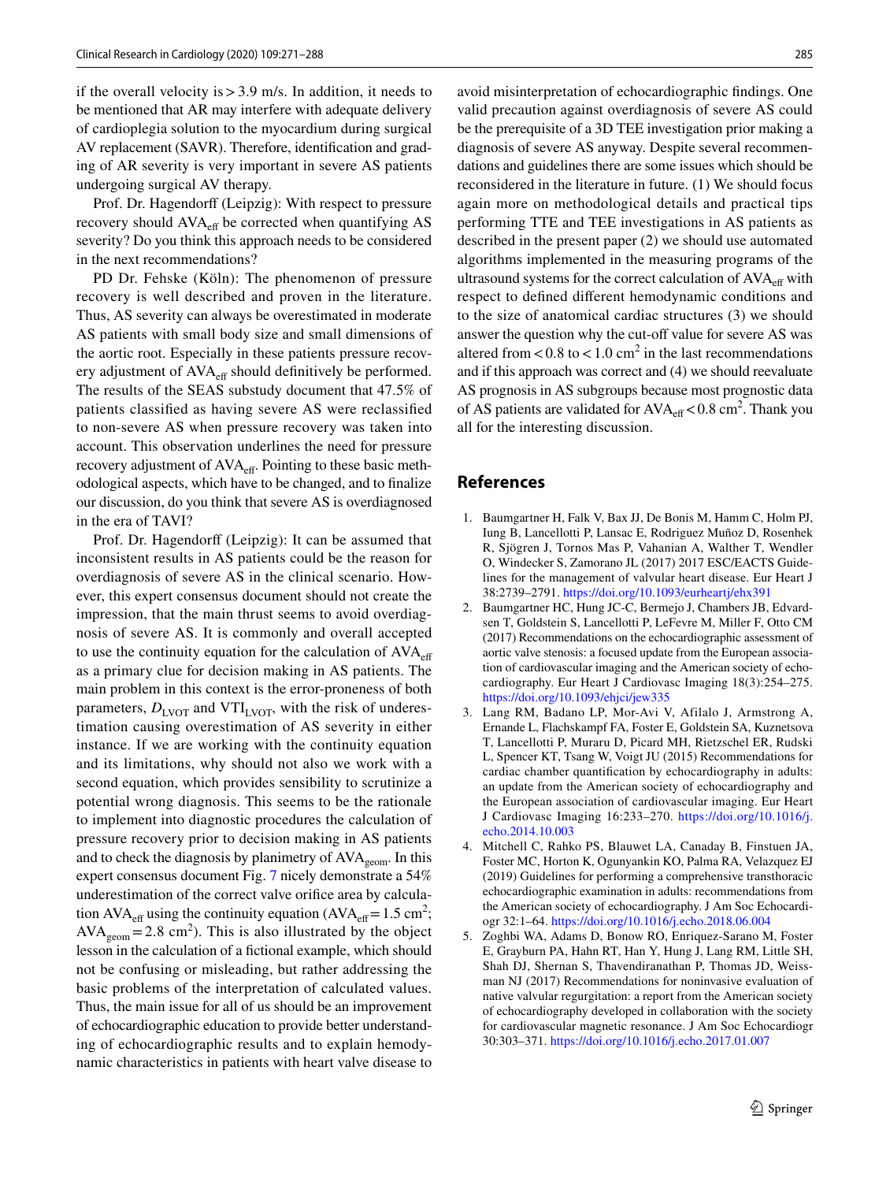if the overall velocity is > 3.9 m/s. In addition, it needs to be mentioned that AR may interfere with adequate delivery of cardioplegia solution to the myocardium during surgical AV replacement (SAVR). Therefore, identification and grading of AR severity is very important in severe AS patients undergoing surgical AV therapy.

Prof. Dr. Hagendorff (Leipzig): With respect to pressure recovery should $AVA_{eff}$ be corrected when quantifying AS severity? Do you think this approach needs to be considered in the next recommendations?

PD Dr. Fehske (Köln): The phenomenon of pressure recovery is well described and proven in the literature. Thus, AS severity can always be overestimated in moderate AS patients with small body size and small dimensions of the aortic root. Especially in these patients pressure recovery adjustment of $AVA_{eff}$ should definitively be performed. The results of the SEAS substudy document that 47.5% of patients classified as having severe AS were reclassified to non-severe AS when pressure recovery was taken into account. This observation underlines the need for pressure recovery adjustment of $AVA_{eff}$. Pointing to these basic methodological aspects, which have to be changed, and to finalize our discussion, do you think that severe AS is overdiagnosed in the era of TAVI?

Prof. Dr. Hagendorff (Leipzig): It can be assumed that inconsistent results in AS patients could be the reason for overdiagnosis of severe AS in the clinical scenario. However, this expert consensus document should not create the impression, that the main thrust seems to avoid overdiagnosis of severe AS. It is commonly and overall accepted to use the continuity equation for the calculation of $AVA_{eff}$ as a primary clue for decision making in AS patients. The main problem in this context is the error-proneness of both parameters, $D_{LVOT}$ and $VTI_{LVOT}$, with the risk of underestimation causing overestimation of AS severity in either instance. If we are working with the continuity equation and its limitations, why should not also we work with a second equation, which provides sensibility to scrutinize a potential wrong diagnosis. This seems to be the rationale to implement into diagnostic procedures the calculation of pressure recovery prior to decision making in AS patients and to check the diagnosis by planimetry of $AVA_{geom}$. In this expert consensus document Fig. 7 nicely demonstrate a 54% underestimation of the correct valve orifice area by calculation $AVA_{eff}$ using the continuity equation ($AVA_{eff} = 1.5$ cm$^2$; $AVA_{geom} = 2.8$ cm$^2$). This is also illustrated by the object lesson in the calculation of a fictional example, which should not be confusing or misleading, but rather addressing the basic problems of the interpretation of calculated values. Thus, the main issue for all of us should be an improvement of echocardiographic education to provide better understanding of echocardiographic results and to explain hemodynamic characteristics in patients with heart valve disease to avoid misinterpretation of echocardiographic findings. One valid precaution against overdiagnosis of severe AS could be the prerequisite of a 3D TEE investigation prior making a diagnosis of severe AS anyway. Despite several recommendations and guidelines there are some issues which should be reconsidered in the literature in future. (1) We should focus again more on methodological details and practical tips performing TTE and TEE investigations in AS patients as described in the present paper (2) we should use automated algorithms implemented in the measuring programs of the ultrasound systems for the correct calculation of $AVA_{eff}$ with respect to defined different hemodynamic conditions and to the size of anatomical cardiac structures (3) we should answer the question why the cut-off value for severe AS was altered from $< 0.8$ to $< 1.0$ cm$^2$ in the last recommendations and if this approach was correct and (4) we should reevaluate AS prognosis in AS subgroups because most prognostic data of AS patients are validated for $AVA_{eff} < 0.8$ cm$^2$. Thank you all for the interesting discussion.

## References

1. Baumgartner H, Falk V, Bax JJ, De Bonis M, Hamm C, Holm PJ, Iung B, Lancellotti P, Lansac E, Rodriguez Muñoz D, Rosenhek R, Sjögren J, Tornos Mas P, Vahanian A, Walther T, Wendler O, Windecker S, Zamorano JL (2017) 2017 ESC/EACTS Guidelines for the management of valvular heart disease. Eur Heart J 38:2739–2791. https://doi.org/10.1093/eurheartj/ehx391
2. Baumgartner HC, Hung JC-C, Bermejo J, Chambers JB, Edvardsen T, Goldstein S, Lancellotti P, LeFevre M, Miller F, Otto CM (2017) Recommendations on the echocardiographic assessment of aortic valve stenosis: a focused update from the European association of cardiovascular imaging and the American society of echocardiography. Eur Heart J Cardiovasc Imaging 18(3):254–275. https://doi.org/10.1093/ehjci/jew335
3. Lang RM, Badano LP, Mor-Avi V, Afilalo J, Armstrong A, Ernande L, Flachskampf FA, Foster E, Goldstein SA, Kuznetsova T, Lancellotti P, Muraru D, Picard MH, Rietzschel ER, Rudski L, Spencer KT, Tsang W, Voigt JU (2015) Recommendations for cardiac chamber quantification by echocardiography in adults: an update from the American society of echocardiography and the European association of cardiovascular imaging. Eur Heart J Cardiovasc Imaging 16:233–270. https://doi.org/10.1016/j.echo.2014.10.003
4. Mitchell C, Rahko PS, Blauwet LA, Canaday B, Finstuen JA, Foster MC, Horton K, Ogunyankin KO, Palma RA, Velazquez EJ (2019) Guidelines for performing a comprehensive transthoracic echocardiographic examination in adults: recommendations from the American society of echocardiography. J Am Soc Echocardiogr 32:1–64. https://doi.org/10.1016/j.echo.2018.06.004
5. Zoghbi WA, Adams D, Bonow RO, Enriquez-Sarano M, Foster E, Grayburn PA, Hahn RT, Han Y, Hung J, Lang RM, Little SH, Shah DJ, Shernan S, Thavendiranathan P, Thomas JD, Weissman NJ (2017) Recommendations for noninvasive evaluation of native valvular regurgitation: a report from the American society of echocardiography developed in collaboration with the society for cardiovascular magnetic resonance. J Am Soc Echocardiogr 30:303–371. https://doi.org/10.1016/j.echo.2017.01.007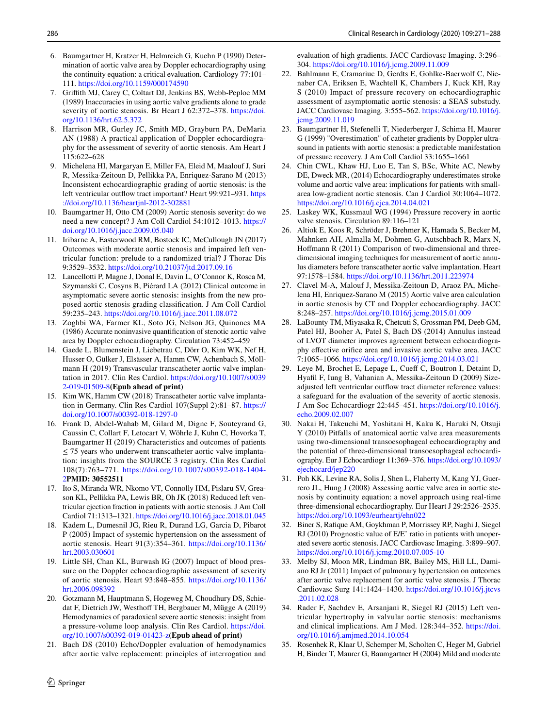6. Baumgartner H, Kratzer H, Helmreich G, Kuehn P (1990) Determination of aortic valve area by Doppler echocardiography using the continuity equation: a critical evaluation. Cardiology 77:101–111. https://doi.org/10.1159/000174590
7. Griffith MJ, Carey C, Coltart DJ, Jenkins BS, Webb-Peploe MM (1989) Inaccuracies in using aortic valve gradients alone to grade severity of aortic stenosis. Br Heart J 62:372–378. https://doi.org/10.1136/hrt.62.5.372
8. Harrison MR, Gurley JC, Smith MD, Grayburn PA, DeMaria AN (1988) A practical application of Doppler echocardiography for the assessment of severity of aortic stenosis. Am Heart J 115:622–628
9. Michelena HI, Margaryan E, Miller FA, Eleid M, Maalouf J, Suri R, Messika-Zeitoun D, Pellikka PA, Enriquez-Sarano M (2013) Inconsistent echocardiographic grading of aortic stenosis: is the left ventricular outflow tract important? Heart 99:921–931. https://doi.org/10.1136/heartjnl-2012-302881
10. Baumgartner H, Otto CM (2009) Aortic stenosis severity: do we need a new concept? J Am Coll Cardiol 54:1012–1013. https://doi.org/10.1016/j.jacc.2009.05.040
11. Iribarne A, Easterwood RM, Bostock IC, McCullough JN (2017) Outcomes with moderate aortic stenosis and impaired left ventricular function: prelude to a randomized trial? J Thorac Dis 9:3529–3532. https://doi.org/10.21037/jtd.2017.09.16
12. Lancellotti P, Magne J, Donal E, Davin L, O'Connor K, Rosca M, Szymanski C, Cosyns B, Piérard LA (2012) Clinical outcome in asymptomatic severe aortic stenosis: insights from the new proposed aortic stenosis grading classification. J Am Coll Cardiol 59:235–243. https://doi.org/10.1016/j.jacc.2011.08.072
13. Zoghbi WA, Farmer KL, Soto JG, Nelson JG, Quinones MA (1986) Accurate noninvasive quantification of stenotic aortic valve area by Doppler echocardiography. Circulation 73:452–459
14. Gaede L, Blumenstein J, Liebetrau C, Dörr O, Kim WK, Nef H, Husser O, Gülker J, Elsässer A, Hamm CW, Achenbach S, Möllmann H (2019) Transvascular transcatheter aortic valve implantation in 2017. Clin Res Cardiol. https://doi.org/10.1007/s00392-019-01509-8**(Epub ahead of print)**
15. Kim WK, Hamm CW (2018) Transcatheter aortic valve implantation in Germany. Clin Res Cardiol 107(Suppl 2):81–87. https://doi.org/10.1007/s00392-018-1297-0
16. Frank D, Abdel-Wahab M, Gilard M, Digne F, Souteyrand G, Caussin C, Collart F, Letocart V, Wöhrle J, Kuhn C, Hovorka T, Baumgartner H (2019) Characteristics and outcomes of patients ≤ 75 years who underwent transcatheter aortic valve implantation: insights from the SOURCE 3 registry. Clin Res Cardiol 108(7):763–771. https://doi.org/10.1007/s00392-018-1404-2**PMID: 30552511**
17. Ito S, Miranda WR, Nkomo VT, Connolly HM, Pislaru SV, Greason KL, Pellikka PA, Lewis BR, Oh JK (2018) Reduced left ventricular ejection fraction in patients with aortic stenosis. J Am Coll Cardiol 71:1313–1321. https://doi.org/10.1016/j.jacc.2018.01.045
18. Kadem L, Dumesnil JG, Rieu R, Durand LG, Garcia D, Pibarot P (2005) Impact of systemic hypertension on the assessment of aortic stenosis. Heart 91(3):354–361. https://doi.org/10.1136/hrt.2003.030601
19. Little SH, Chan KL, Burwash IG (2007) Impact of blood pressure on the Doppler echocardiographic assessment of severity of aortic stenosis. Heart 93:848–855. https://doi.org/10.1136/hrt.2006.098392
20. Gotzmann M, Hauptmann S, Hogeweg M, Choudhury DS, Schiedat F, Dietrich JW, Westhoff TH, Bergbauer M, Mügge A (2019) Hemodynamics of paradoxical severe aortic stenosis: insight from a pressure-volume loop analysis. Clin Res Cardiol. https://doi.org/10.1007/s00392-019-01423-z**(Epub ahead of print)**
21. Bach DS (2010) Echo/Doppler evaluation of hemodynamics after aortic valve replacement: principles of interrogation and evaluation of high gradients. JACC Cardiovasc Imaging. 3:296–304. https://doi.org/10.1016/j.jcmg.2009.11.009
22. Bahlmann E, Cramariuc D, Gerdts E, Gohlke-Baerwolf C, Nienaber CA, Eriksen E, Wachtell K, Chambers J, Kuck KH, Ray S (2010) Impact of pressure recovery on echocardiographic assessment of asymptomatic aortic stenosis: a SEAS substudy. JACC Cardiovasc Imaging. 3:555–562. https://doi.org/10.1016/j.jcmg.2009.11.019
23. Baumgartner H, Stefenelli T, Niederberger J, Schima H, Maurer G (1999) "Overestimation" of catheter gradients by Doppler ultrasound in patients with aortic stenosis: a predictable manifestation of pressure recovery. J Am Coll Cardiol 33:1655–1661
24. Chin CWL, Khaw HJ, Luo E, Tan S, BSc, White AC, Newby DE, Dweck MR, (2014) Echocardiography underestimates stroke volume and aortic valve area: implications for patients with small-area low-gradient aortic stenosis. Can J Cardiol 30:1064–1072. https://doi.org/10.1016/j.cjca.2014.04.021
25. Laskey WK, Kussmaul WG (1994) Pressure recovery in aortic valve stenosis. Circulation 89:116–121
26. Altiok E, Koos R, Schröder J, Brehmer K, Hamada S, Becker M, Mahnken AH, Almalla M, Dohmen G, Autschbach R, Marx N, Hoffmann R (2011) Comparison of two-dimensional and three-dimensional imaging techniques for measurement of aortic annulus diameters before transcatheter aortic valve implantation. Heart 97:1578–1584. https://doi.org/10.1136/hrt.2011.223974
27. Clavel M-A, Malouf J, Messika-Zeitoun D, Araoz PA, Michelena HI, Enriquez-Sarano M (2015) Aortic valve area calculation in aortic stenosis by CT and Doppler echocardiography. JACC 8:248–257. https://doi.org/10.1016/j.jcmg.2015.01.009
28. LaBounty TM, Miyasaka R, Chetcuti S, Grossman PM, Deeb GM, Patel HJ, Booher A, Patel S, Bach DS (2014) Annulus instead of LVOT diameter improves agreement between echocardiography effective orifice area and invasive aortic valve area. JACC 7:1065–1066. https://doi.org/10.1016/j.jcmg.2014.03.021
29. Leye M, Brochet E, Lepage L, Cueff C, Boutron I, Detaint D, Hyafil F, Iung B, Vahanian A, Messika-Zeitoun D (2009) Size-adjusted left ventricular outflow tract diameter reference values: a safeguard for the evaluation of the severity of aortic stenosis. J Am Soc Echocardiogr 22:445–451. https://doi.org/10.1016/j.echo.2009.02.007
30. Nakai H, Takeuchi M, Yoshitani H, Kaku K, Haruki N, Otsuji Y (2010) Pitfalls of anatomical aortic valve area measurements using two-dimensional transoesophageal echocardiography and the potential of three-dimensional transoesophageal echocardiography. Eur J Echocardiogr 11:369–376. https://doi.org/10.1093/ejechocard/jep220
31. Poh KK, Levine RA, Solis J, Shen L, Flaherty M, Kang YJ, Guerrero JL, Hung J (2008) Assessing aortic valve area in aortic stenosis by continuity equation: a novel approach using real-time three-dimensional echocardiography. Eur Heart J 29:2526–2535. https://doi.org/10.1093/eurheartj/ehn022
32. Biner S, Rafique AM, Goykhman P, Morrissey RP, Naghi J, Siegel RJ (2010) Prognostic value of E/E' ratio in patients with unoperated severe aortic stenosis. JACC Cardiovasc Imaging. 3:899–907. https://doi.org/10.1016/j.jcmg.2010.07.005-10
33. Melby SJ, Moon MR, Lindman BR, Bailey MS, Hill LL, Damiano RJ Jr (2011) Impact of pulmonary hypertension on outcomes after aortic valve replacement for aortic valve stenosis. J Thorac Cardiovasc Surg 141:1424–1430. https://doi.org/10.1016/j.jtcvs.2011.02.028
34. Rader F, Sachdev E, Arsanjani R, Siegel RJ (2015) Left ventricular hypertrophy in valvular aortic stenosis: mechanisms and clinical implications. Am J Med. 128:344–352. https://doi.org/10.1016/j.amjmed.2014.10.054
35. Rosenhek R, Klaar U, Schemper M, Scholten C, Heger M, Gabriel H, Binder T, Maurer G, Baumgartner H (2004) Mild and moderate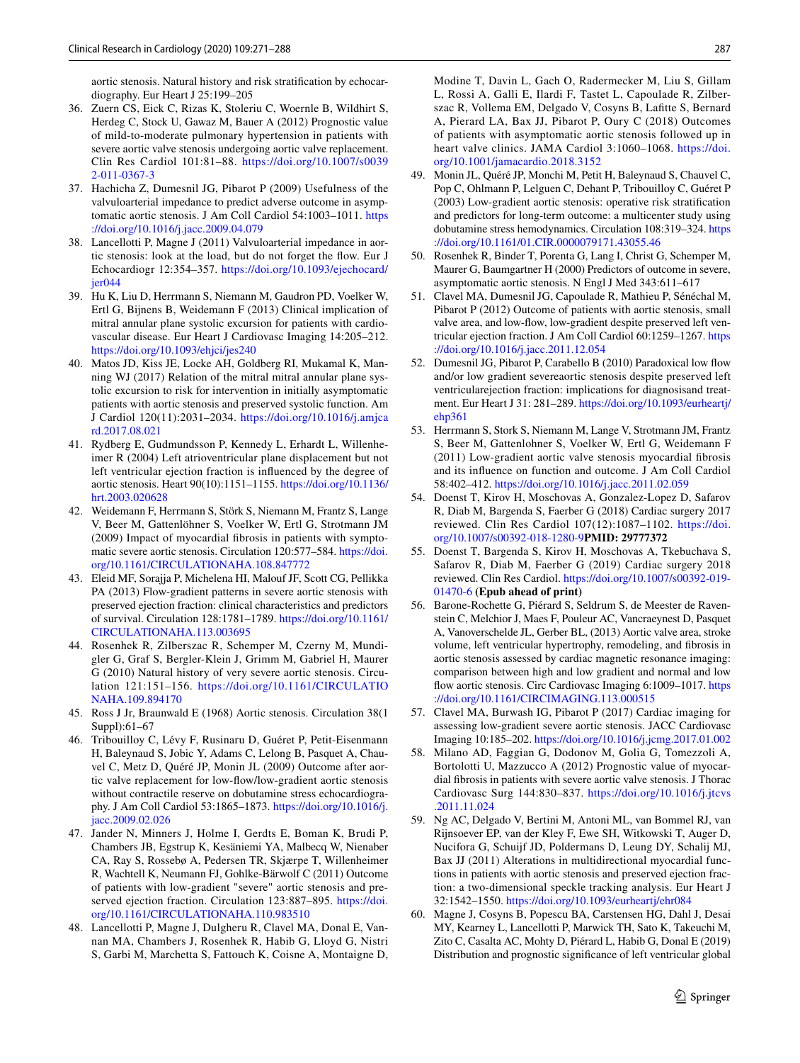aortic stenosis. Natural history and risk stratification by echocardiography. Eur Heart J 25:199–205

36. Zuern CS, Eick C, Rizas K, Stoleriu C, Woernle B, Wildhirt S, Herdeg C, Stock U, Gawaz M, Bauer A (2012) Prognostic value of mild-to-moderate pulmonary hypertension in patients with severe aortic valve stenosis undergoing aortic valve replacement. Clin Res Cardiol 101:81–88. https://doi.org/10.1007/s00392-011-0367-3
37. Hachicha Z, Dumesnil JG, Pibarot P (2009) Usefulness of the valvuloarterial impedance to predict adverse outcome in asymptomatic aortic stenosis. J Am Coll Cardiol 54:1003–1011. https://doi.org/10.1016/j.jacc.2009.04.079
38. Lancellotti P, Magne J (2011) Valvuloarterial impedance in aortic stenosis: look at the load, but do not forget the flow. Eur J Echocardiogr 12:354–357. https://doi.org/10.1093/ejechocard/jer044
39. Hu K, Liu D, Herrmann S, Niemann M, Gaudron PD, Voelker W, Ertl G, Bijnens B, Weidemann F (2013) Clinical implication of mitral annular plane systolic excursion for patients with cardiovascular disease. Eur Heart J Cardiovasc Imaging 14:205–212. https://doi.org/10.1093/ehjci/jes240
40. Matos JD, Kiss JE, Locke AH, Goldberg RI, Mukamal K, Manning WJ (2017) Relation of the mitral mitral annular plane systolic excursion to risk for intervention in initially asymptomatic patients with aortic stenosis and preserved systolic function. Am J Cardiol 120(11):2031–2034. https://doi.org/10.1016/j.amjcard.2017.08.021
41. Rydberg E, Gudmundsson P, Kennedy L, Erhardt L, Willenheimer R (2004) Left atrioventricular plane displacement but not left ventricular ejection fraction is influenced by the degree of aortic stenosis. Heart 90(10):1151–1155. https://doi.org/10.1136/hrt.2003.020628
42. Weidemann F, Herrmann S, Störk S, Niemann M, Frantz S, Lange V, Beer M, Gattenlöhner S, Voelker W, Ertl G, Strotmann JM (2009) Impact of myocardial fibrosis in patients with symptomatic severe aortic stenosis. Circulation 120:577–584. https://doi.org/10.1161/CIRCULATIONAHA.108.847772
43. Eleid MF, Sorajja P, Michelena HI, Malouf JF, Scott CG, Pellikka PA (2013) Flow-gradient patterns in severe aortic stenosis with preserved ejection fraction: clinical characteristics and predictors of survival. Circulation 128:1781–1789. https://doi.org/10.1161/CIRCULATIONAHA.113.003695
44. Rosenhek R, Zilberszac R, Schemper M, Czerny M, Mundigler G, Graf S, Bergler-Klein J, Grimm M, Gabriel H, Maurer G (2010) Natural history of very severe aortic stenosis. Circulation 121:151–156. https://doi.org/10.1161/CIRCULATIONAHA.109.894170
45. Ross J Jr, Braunwald E (1968) Aortic stenosis. Circulation 38(1 Suppl):61–67
46. Tribouilloy C, Lévy F, Rusinaru D, Guéret P, Petit-Eisenmann H, Baleynaud S, Jobic Y, Adams C, Lelong B, Pasquet A, Chauvel C, Metz D, Quéré JP, Monin JL (2009) Outcome after aortic valve replacement for low-flow/low-gradient aortic stenosis without contractile reserve on dobutamine stress echocardiography. J Am Coll Cardiol 53:1865–1873. https://doi.org/10.1016/j.jacc.2009.02.026
47. Jander N, Minners J, Holme I, Gerdts E, Boman K, Brudi P, Chambers JB, Egstrup K, Kesäniemi YA, Malbecq W, Nienaber CA, Ray S, Rossebø A, Pedersen TR, Skjærpe T, Willenheimer R, Wachtell K, Neumann FJ, Gohlke-Bärwolf C (2011) Outcome of patients with low-gradient "severe" aortic stenosis and preserved ejection fraction. Circulation 123:887–895. https://doi.org/10.1161/CIRCULATIONAHA.110.983510
48. Lancellotti P, Magne J, Dulgheru R, Clavel MA, Donal E, Vannan MA, Chambers J, Rosenhek R, Habib G, Lloyd G, Nistri S, Garbi M, Marchetta S, Fattouch K, Coisne A, Montaigne D, Modine T, Davin L, Gach O, Radermecker M, Liu S, Gillam L, Rossi A, Galli E, Ilardi F, Tastet L, Capoulade R, Zilberszac R, Vollema EM, Delgado V, Cosyns B, Lafitte S, Bernard A, Pierard LA, Bax JJ, Pibarot P, Oury C (2018) Outcomes of patients with asymptomatic aortic stenosis followed up in heart valve clinics. JAMA Cardiol 3:1060–1068. https://doi.org/10.1001/jamacardio.2018.3152
49. Monin JL, Quéré JP, Monchi M, Petit H, Baleynaud S, Chauvel C, Pop C, Ohlmann P, Lelguen C, Dehant P, Tribouilloy C, Guéret P (2003) Low-gradient aortic stenosis: operative risk stratification and predictors for long-term outcome: a multicenter study using dobutamine stress hemodynamics. Circulation 108:319–324. https://doi.org/10.1161/01.CIR.0000079171.43055.46
50. Rosenhek R, Binder T, Porenta G, Lang I, Christ G, Schemper M, Maurer G, Baumgartner H (2000) Predictors of outcome in severe, asymptomatic aortic stenosis. N Engl J Med 343:611–617
51. Clavel MA, Dumesnil JG, Capoulade R, Mathieu P, Sénéchal M, Pibarot P (2012) Outcome of patients with aortic stenosis, small valve area, and low-flow, low-gradient despite preserved left ventricular ejection fraction. J Am Coll Cardiol 60:1259–1267. https://doi.org/10.1016/j.jacc.2011.12.054
52. Dumesnil JG, Pibarot P, Carabello B (2010) Paradoxical low flow and/or low gradient severeaortic stenosis despite preserved left ventricularejection fraction: implications for diagnosisand treatment. Eur Heart J 31: 281–289. https://doi.org/10.1093/eurheartj/ehp361
53. Herrmann S, Stork S, Niemann M, Lange V, Strotmann JM, Frantz S, Beer M, Gattenlohner S, Voelker W, Ertl G, Weidemann F (2011) Low-gradient aortic valve stenosis myocardial fibrosis and its influence on function and outcome. J Am Coll Cardiol 58:402–412. https://doi.org/10.1016/j.jacc.2011.02.059
54. Doenst T, Kirov H, Moschovas A, Gonzalez-Lopez D, Safarov R, Diab M, Bargenda S, Faerber G (2018) Cardiac surgery 2017 reviewed. Clin Res Cardiol 107(12):1087–1102. https://doi.org/10.1007/s00392-018-1280-9 **PMID: 29777372**
55. Doenst T, Bargenda S, Kirov H, Moschovas A, Tkebuchava S, Safarov R, Diab M, Faerber G (2019) Cardiac surgery 2018 reviewed. Clin Res Cardiol. https://doi.org/10.1007/s00392-019-01470-6 **(Epub ahead of print)**
56. Barone-Rochette G, Piérard S, Seldrum S, de Meester de Ravenstein C, Melchior J, Maes F, Pouleur AC, Vancraeynest D, Pasquet A, Vanoverschelde JL, Gerber BL, (2013) Aortic valve area, stroke volume, left ventricular hypertrophy, remodeling, and fibrosis in aortic stenosis assessed by cardiac magnetic resonance imaging: comparison between high and low gradient and normal and low flow aortic stenosis. Circ Cardiovasc Imaging 6:1009–1017. https://doi.org/10.1161/CIRCIMAGING.113.000515
57. Clavel MA, Burwash IG, Pibarot P (2017) Cardiac imaging for assessing low-gradient severe aortic stenosis. JACC Cardiovasc Imaging 10:185–202. https://doi.org/10.1016/j.jcmg.2017.01.002
58. Milano AD, Faggian G, Dodonov M, Golia G, Tomezzoli A, Bortolotti U, Mazzucco A (2012) Prognostic value of myocardial fibrosis in patients with severe aortic valve stenosis. J Thorac Cardiovasc Surg 144:830–837. https://doi.org/10.1016/j.jtcvs.2011.11.024
59. Ng AC, Delgado V, Bertini M, Antoni ML, van Bommel RJ, van Rijnsoever EP, van der Kley F, Ewe SH, Witkowski T, Auger D, Nucifora G, Schuijf JD, Poldermans D, Leung DY, Schalij MJ, Bax JJ (2011) Alterations in multidirectional myocardial functions in patients with aortic stenosis and preserved ejection fraction: a two-dimensional speckle tracking analysis. Eur Heart J 32:1542–1550. https://doi.org/10.1093/eurheartj/ehr084
60. Magne J, Cosyns B, Popescu BA, Carstensen HG, Dahl J, Desai MY, Kearney L, Lancellotti P, Marwick TH, Sato K, Takeuchi M, Zito C, Casalta AC, Mohty D, Piérard L, Habib G, Donal E (2019) Distribution and prognostic significance of left ventricular global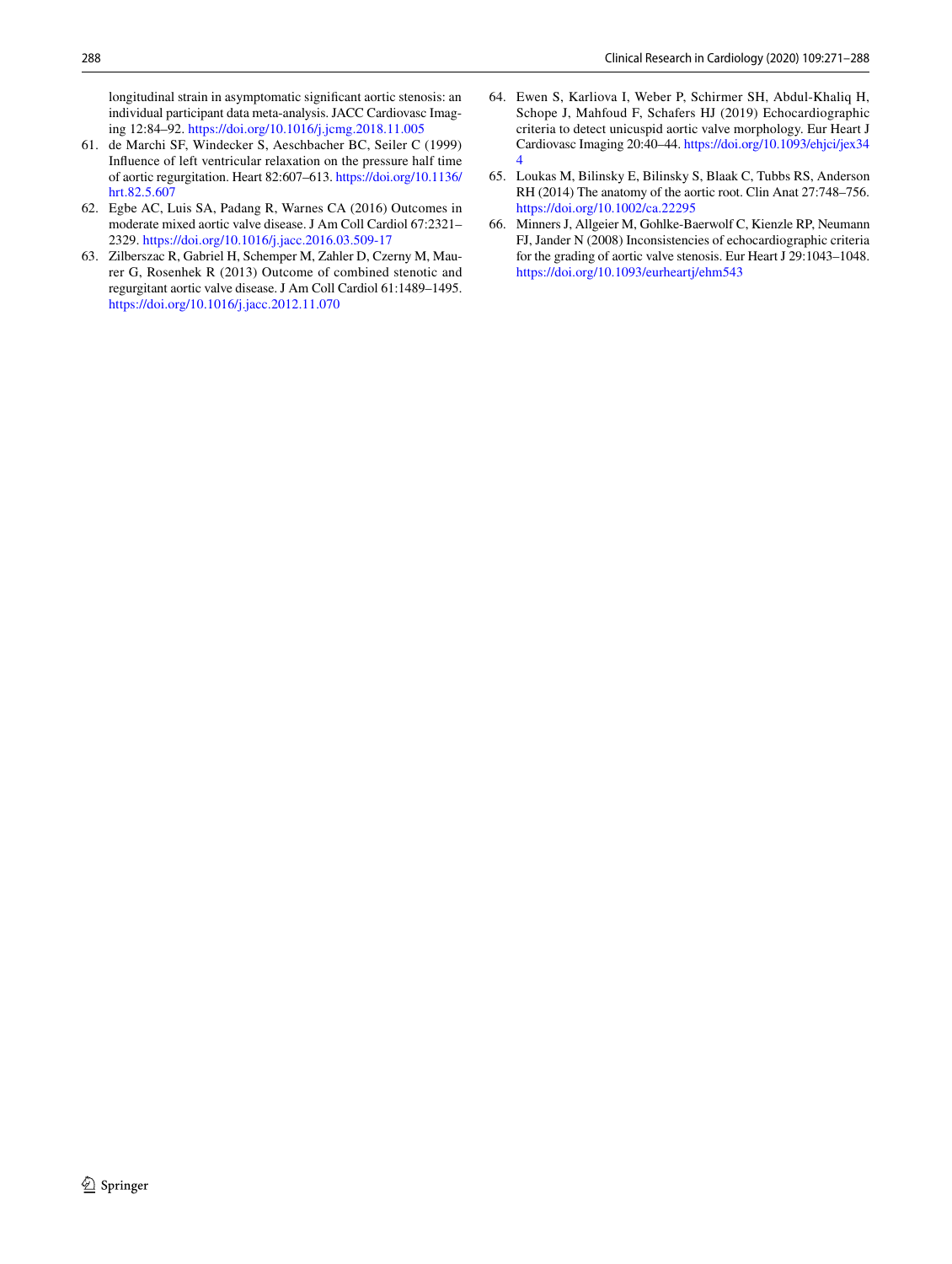longitudinal strain in asymptomatic significant aortic stenosis: an individual participant data meta-analysis. JACC Cardiovasc Imaging 12:84–92. https://doi.org/10.1016/j.jcmg.2018.11.005

61. de Marchi SF, Windecker S, Aeschbacher BC, Seiler C (1999) Influence of left ventricular relaxation on the pressure half time of aortic regurgitation. Heart 82:607–613. https://doi.org/10.1136/hrt.82.5.607
62. Egbe AC, Luis SA, Padang R, Warnes CA (2016) Outcomes in moderate mixed aortic valve disease. J Am Coll Cardiol 67:2321–2329. https://doi.org/10.1016/j.jacc.2016.03.509-17
63. Zilberszac R, Gabriel H, Schemper M, Zahler D, Czerny M, Maurer G, Rosenhek R (2013) Outcome of combined stenotic and regurgitant aortic valve disease. J Am Coll Cardiol 61:1489–1495. https://doi.org/10.1016/j.jacc.2012.11.070
64. Ewen S, Karliova I, Weber P, Schirmer SH, Abdul-Khaliq H, Schope J, Mahfoud F, Schafers HJ (2019) Echocardiographic criteria to detect unicuspid aortic valve morphology. Eur Heart J Cardiovasc Imaging 20:40–44. https://doi.org/10.1093/ehjci/jex344
65. Loukas M, Bilinsky E, Bilinsky S, Blaak C, Tubbs RS, Anderson RH (2014) The anatomy of the aortic root. Clin Anat 27:748–756. https://doi.org/10.1002/ca.22295
66. Minners J, Allgeier M, Gohlke-Baerwolf C, Kienzle RP, Neumann FJ, Jander N (2008) Inconsistencies of echocardiographic criteria for the grading of aortic valve stenosis. Eur Heart J 29:1043–1048. https://doi.org/10.1093/eurheartj/ehm543